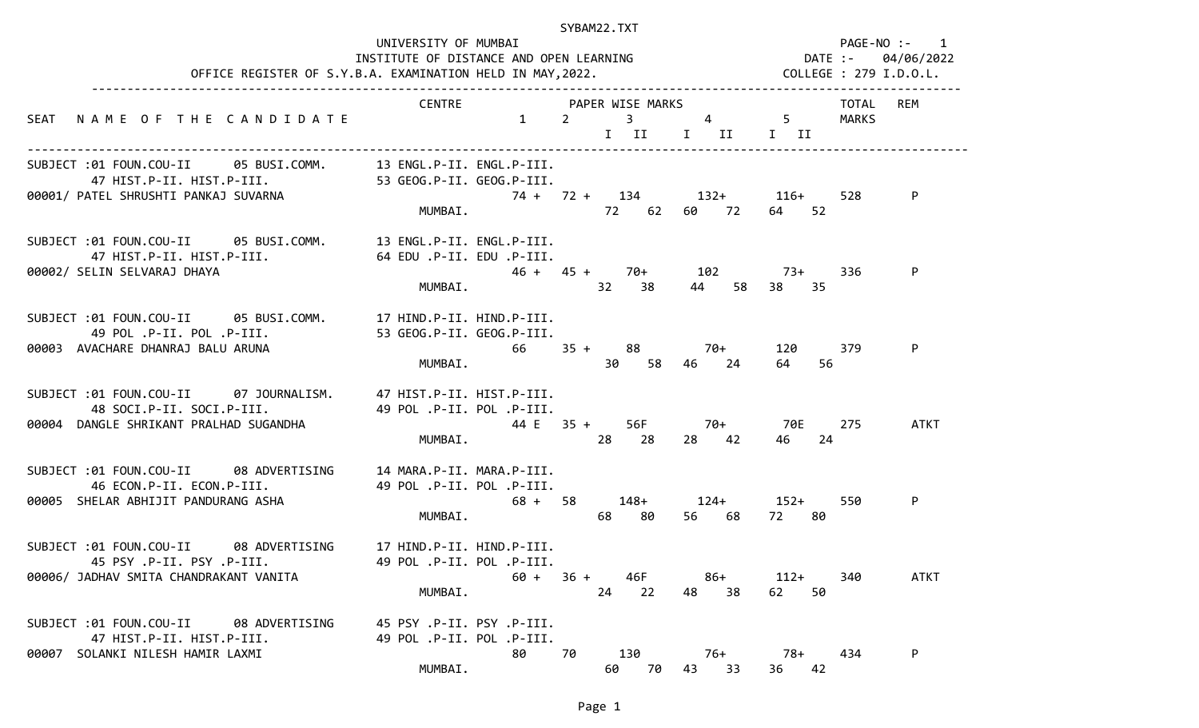SYBAM22.TXT

UNIVERSITY OF MUMBAI
INSTITUTE OF DISTANCE AND OPEN LEARNING
OFFICE REGISTER OF S.Y.B.A. EXAMINATION HELD IN MAY,2022.

PAGE-NO :- 1
DATE :- 04/06/2022
COLLEGE : 279 I.D.O.L.

| SEAT | NAME OF THE CANDIDATE | CENTRE | 1 | 2 | 3 | | 4 | | 5 | | TOTAL MARKS | REM |
|---|---|---|---|---|---|---|---|---|---|---|---|---|
| | | | | | I | II | I | II | I | II | | |

**SUBJECT :** 01 FOUN.COU-II 05 BUSI.COMM. 13 ENGL.P-II. ENGL.P-III. 47 HIST.P-II. HIST.P-III. 53 GEOG.P-II. GEOG.P-III.

| SEAT | NAME OF THE CANDIDATE | CENTRE | 1 | 2 | 3 | 4 | 5 | TOTAL | REM |
|---|---|---|---|---|---|---|---|---|---|
| 00001/ | PATEL SHRUSHTI PANKAJ SUVARNA | MUMBAI. | 74 + | 72 + | 134 (72 62) | 132+ (60 72) | 116+ (64 52) | 528 | P |

**SUBJECT :** 01 FOUN.COU-II 05 BUSI.COMM. 13 ENGL.P-II. ENGL.P-III. 47 HIST.P-II. HIST.P-III. 64 EDU .P-II. EDU .P-III.

| SEAT | NAME OF THE CANDIDATE | CENTRE | 1 | 2 | 3 | 4 | 5 | TOTAL | REM |
|---|---|---|---|---|---|---|---|---|---|
| 00002/ | SELIN SELVARAJ DHAYA | MUMBAI. | 46 + | 45 + | 70+ (32 38) | 102 (44 58) | 73+ (38 35) | 336 | P |

**SUBJECT :** 01 FOUN.COU-II 05 BUSI.COMM. 17 HIND.P-II. HIND.P-III. 49 POL .P-II. POL .P-III. 53 GEOG.P-II. GEOG.P-III.

| SEAT | NAME OF THE CANDIDATE | CENTRE | 1 | 2 | 3 | 4 | 5 | TOTAL | REM |
|---|---|---|---|---|---|---|---|---|---|
| 00003 | AVACHARE DHANRAJ BALU ARUNA | MUMBAI. | 66 | 35 + | 88 (30 58) | 70+ (46 24) | 120 (64 56) | 379 | P |

**SUBJECT :** 01 FOUN.COU-II 07 JOURNALISM. 47 HIST.P-II. HIST.P-III. 48 SOCI.P-II. SOCI.P-III. 49 POL .P-II. POL .P-III.

| SEAT | NAME OF THE CANDIDATE | CENTRE | 1 | 2 | 3 | 4 | 5 | TOTAL | REM |
|---|---|---|---|---|---|---|---|---|---|
| 00004 | DANGLE SHRIKANT PRALHAD SUGANDHA | MUMBAI. | 44 E | 35 + | 56F (28 28) | 70+ (28 42) | 70E (46 24) | 275 | ATKT |

**SUBJECT :** 01 FOUN.COU-II 08 ADVERTISING 14 MARA.P-II. MARA.P-III. 46 ECON.P-II. ECON.P-III. 49 POL .P-II. POL .P-III.

| SEAT | NAME OF THE CANDIDATE | CENTRE | 1 | 2 | 3 | 4 | 5 | TOTAL | REM |
|---|---|---|---|---|---|---|---|---|---|
| 00005 | SHELAR ABHIJIT PANDURANG ASHA | MUMBAI. | 68 + | 58 | 148+ (68 80) | 124+ (56 68) | 152+ (72 80) | 550 | P |

**SUBJECT :** 01 FOUN.COU-II 08 ADVERTISING 17 HIND.P-II. HIND.P-III. 45 PSY .P-II. PSY .P-III. 49 POL .P-II. POL .P-III.

| SEAT | NAME OF THE CANDIDATE | CENTRE | 1 | 2 | 3 | 4 | 5 | TOTAL | REM |
|---|---|---|---|---|---|---|---|---|---|
| 00006/ | JADHAV SMITA CHANDRAKANT VANITA | MUMBAI. | 60 + | 36 + | 46F (24 22) | 86+ (48 38) | 112+ (62 50) | 340 | ATKT |

**SUBJECT :** 01 FOUN.COU-II 08 ADVERTISING 45 PSY .P-II. PSY .P-III. 47 HIST.P-II. HIST.P-III. 49 POL .P-II. POL .P-III.

| SEAT | NAME OF THE CANDIDATE | CENTRE | 1 | 2 | 3 | 4 | 5 | TOTAL | REM |
|---|---|---|---|---|---|---|---|---|---|
| 00007 | SOLANKI NILESH HAMIR LAXMI | MUMBAI. | 80 | 70 | 130 (60 70) | 76+ (43 33) | 78+ (36 42) | 434 | P |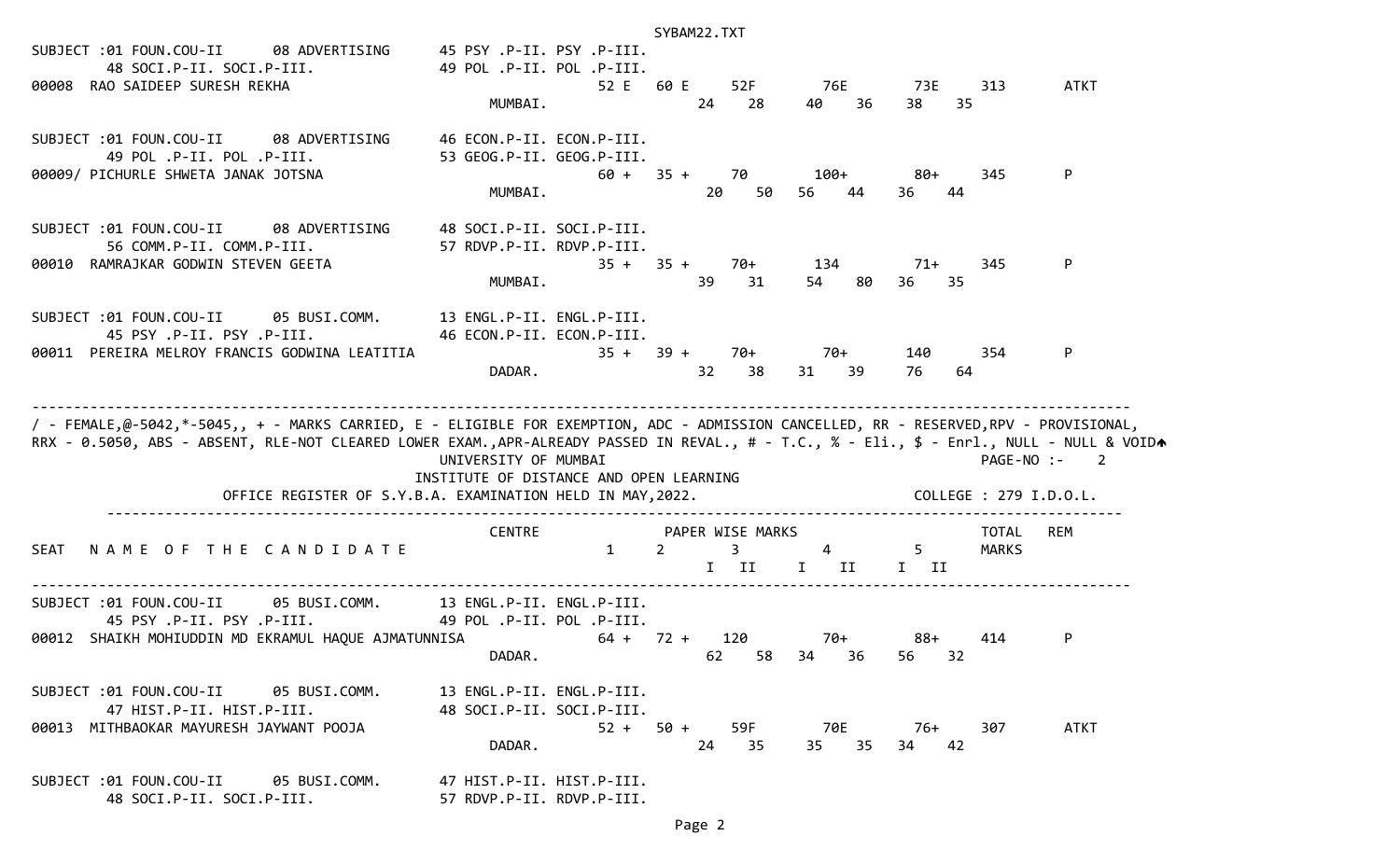```
SUBJECT :01 FOUN.COU-II      08 ADVERTISING      45 PSY .P-II. PSY .P-III.
        48 SOCI.P-II. SOCI.P-III.                49 POL .P-II. POL .P-III.
00008  RAO SAIDEEP SURESH REKHA                              52 E   60 E     52F       76E       73E     313       ATKT
                                               MUMBAI.                    24    28     40    36    38    35

SUBJECT :01 FOUN.COU-II      08 ADVERTISING      46 ECON.P-II. ECON.P-III.
        49 POL .P-II. POL .P-III.                53 GEOG.P-II. GEOG.P-III.
00009/ PICHURLE SHWETA JANAK JOTSNA                          60 +   35 +     70        100+      80+     345       P
                                               MUMBAI.                    20    50     56    44    36    44

SUBJECT :01 FOUN.COU-II      08 ADVERTISING      48 SOCI.P-II. SOCI.P-III.
        56 COMM.P-II. COMM.P-III.                57 RDVP.P-II. RDVP.P-III.
00010  RAMRAJKAR GODWIN STEVEN GEETA                         35 +   35 +     70+       134       71+     345       P
                                               MUMBAI.                    39    31     54    80    36    35

SUBJECT :01 FOUN.COU-II      05 BUSI.COMM.       13 ENGL.P-II. ENGL.P-III.
        45 PSY .P-II. PSY .P-III.                46 ECON.P-II. ECON.P-III.
00011  PEREIRA MELROY FRANCIS GODWINA LEATITIA               35 +   39 +     70+       70+       140     354       P
                                               DADAR.                     32    38     31    39    76    64

-----------------------------------------------------------------------------------------------------------------------------
/ - FEMALE,@-5042,*-5045,, + - MARKS CARRIED, E - ELIGIBLE FOR EXEMPTION, ADC - ADMISSION CANCELLED, RR - RESERVED,RPV - PROVISIONAL,
RRX - 0.5050, ABS - ABSENT, RLE-NOT CLEARED LOWER EXAM.,APR-ALREADY PASSED IN REVAL., # - T.C., % - Eli., $ - Enrl., NULL - NULL & VOID
                                               UNIVERSITY OF MUMBAI                                              PAGE-NO :-    2
                                               INSTITUTE OF DISTANCE AND OPEN LEARNING
                 OFFICE REGISTER OF S.Y.B.A. EXAMINATION HELD IN MAY,2022.                               COLLEGE : 279 I.D.O.L.
        ---------------------------------------------------------------------------------------------------------------------
                                               CENTRE               PAPER WISE MARKS                         TOTAL   REM
SEAT   N A M E  O F  T H E  C A N D I D A T E                  1     2        3          4         5       MARKS
                                                                          I   II     I    II    I   II
-----------------------------------------------------------------------------------------------------------------------------
SUBJECT :01 FOUN.COU-II      05 BUSI.COMM.       13 ENGL.P-II. ENGL.P-III.
        45 PSY .P-II. PSY .P-III.                49 POL .P-II. POL .P-III.
00012  SHAIKH MOHIUDDIN MD EKRAMUL HAQUE AJMATUNNISA         64 +   72 +     120       70+       88+     414       P
                                               DADAR.                     62    58     34    36    56    32

SUBJECT :01 FOUN.COU-II      05 BUSI.COMM.       13 ENGL.P-II. ENGL.P-III.
        47 HIST.P-II. HIST.P-III.                48 SOCI.P-II. SOCI.P-III.
00013  MITHBAOKAR MAYURESH JAYWANT POOJA                     52 +   50 +     59F       70E       76+     307       ATKT
                                               DADAR.                     24    35     35    35    34    42

SUBJECT :01 FOUN.COU-II      05 BUSI.COMM.       47 HIST.P-II. HIST.P-III.
        48 SOCI.P-II. SOCI.P-III.                57 RDVP.P-II. RDVP.P-III.
```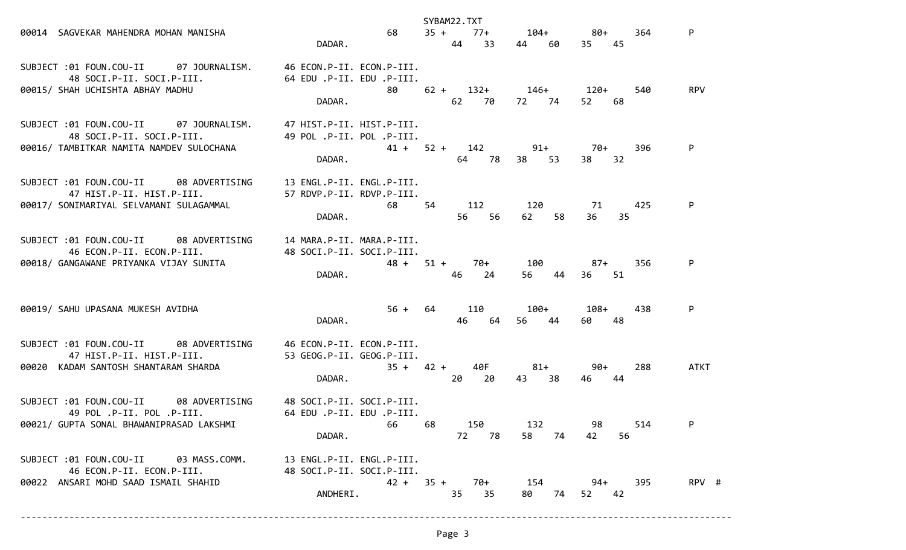```
00014  SAGVEKAR MAHENDRA MOHAN MANISHA                                68     35 +     77+      104+       80+      364       P
                                                       DADAR.                     44    33    44    60    35    45

SUBJECT :01 FOUN.COU-II      07 JOURNALISM.     46 ECON.P-II. ECON.P-III.
        48 SOCI.P-II. SOCI.P-III.              64 EDU .P-II. EDU .P-III.
00015/ SHAH UCHISHTA ABHAY MADHU                                      80     62 +    132+      146+      120+      540       RPV
                                                       DADAR.                     62    70    72    74    52    68

SUBJECT :01 FOUN.COU-II      07 JOURNALISM.     47 HIST.P-II. HIST.P-III.
        48 SOCI.P-II. SOCI.P-III.              49 POL .P-II. POL .P-III.
00016/ TAMBITKAR NAMITA NAMDEV SULOCHANA                              41 +   52 +    142        91+       70+      396       P
                                                       DADAR.                     64    78    38    53    38    32

SUBJECT :01 FOUN.COU-II      08 ADVERTISING     13 ENGL.P-II. ENGL.P-III.
        47 HIST.P-II. HIST.P-III.              57 RDVP.P-II. RDVP.P-III.
00017/ SONIMARIYAL SELVAMANI SULAGAMMAL                               68     54      112       120        71       425       P
                                                       DADAR.                     56    56    62    58    36    35

SUBJECT :01 FOUN.COU-II      08 ADVERTISING     14 MARA.P-II. MARA.P-III.
        46 ECON.P-II. ECON.P-III.              48 SOCI.P-II. SOCI.P-III.
00018/ GANGAWANE PRIYANKA VIJAY SUNITA                                48 +   51 +     70+      100        87+      356       P
                                                       DADAR.                     46    24    56    44    36    51


00019/ SAHU UPASANA MUKESH AVIDHA                                     56 +   64      110       100+      108+      438       P
                                                       DADAR.                     46    64    56    44    60    48

SUBJECT :01 FOUN.COU-II      08 ADVERTISING     46 ECON.P-II. ECON.P-III.
        47 HIST.P-II. HIST.P-III.              53 GEOG.P-II. GEOG.P-III.
00020  KADAM SANTOSH SHANTARAM SHARDA                                 35 +   42 +     40F       81+       90+      288       ATKT
                                                       DADAR.                     20    20    43    38    46    44

SUBJECT :01 FOUN.COU-II      08 ADVERTISING     48 SOCI.P-II. SOCI.P-III.
        49 POL .P-II. POL .P-III.              64 EDU .P-II. EDU .P-III.
00021/ GUPTA SONAL BHAWANIPRASAD LAKSHMI                              66     68      150       132        98       514       P
                                                       DADAR.                     72    78    58    74    42    56

SUBJECT :01 FOUN.COU-II      03 MASS.COMM.      13 ENGL.P-II. ENGL.P-III.
        46 ECON.P-II. ECON.P-III.              48 SOCI.P-II. SOCI.P-III.
00022  ANSARI MOHD SAAD ISMAIL SHAHID                                 42 +   35 +     70+      154        94+      395       RPV  #
                                                       ANDHERI.                   35    35    80    74    52    42

--------------------------------------------------------------------------------------------------------------------------------
```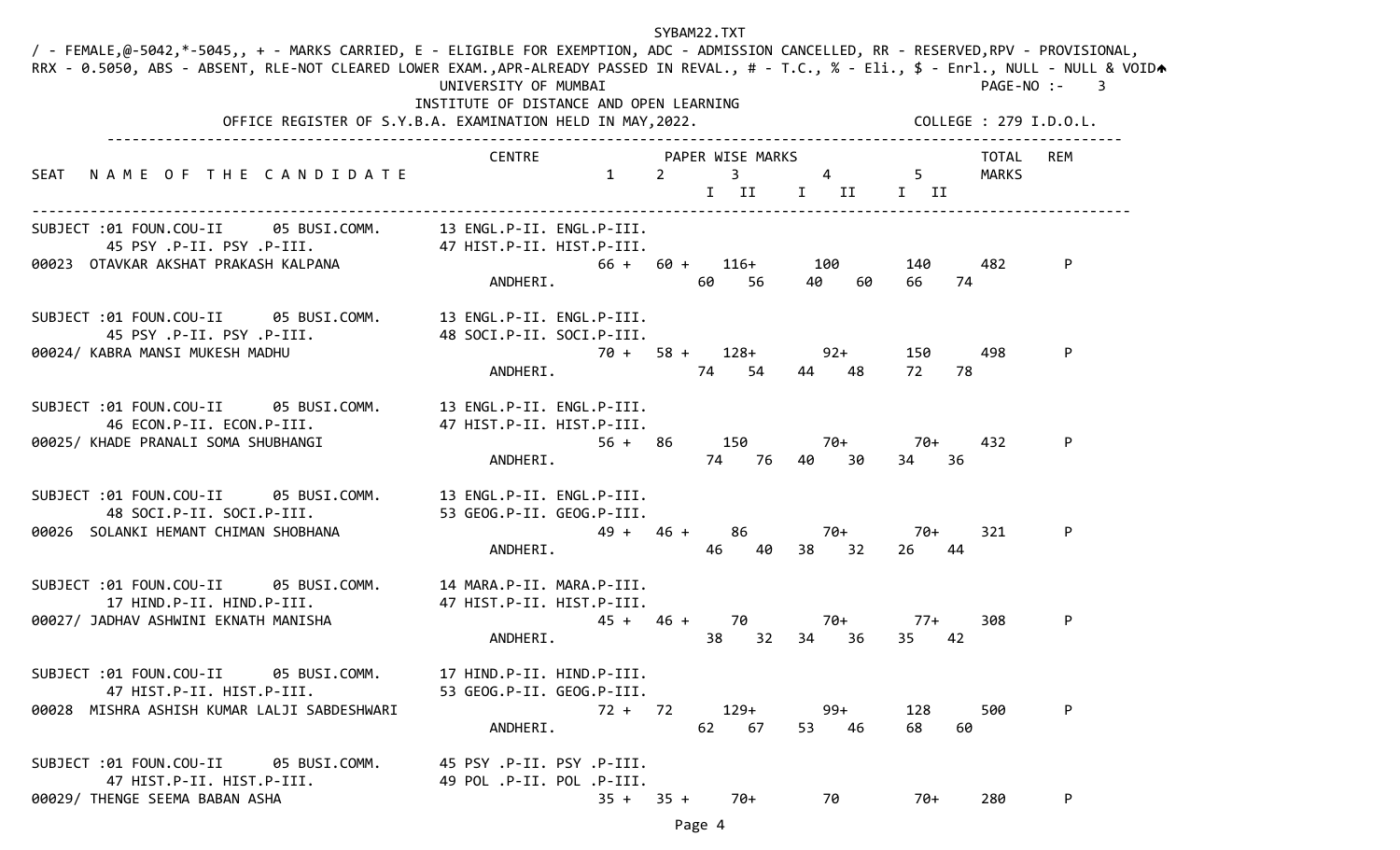SYBAM22.TXT

/ - FEMALE,@-5042,*-5045,, + - MARKS CARRIED, E - ELIGIBLE FOR EXEMPTION, ADC - ADMISSION CANCELLED, RR - RESERVED,RPV - PROVISIONAL, RRX - 0.5050, ABS - ABSENT, RLE-NOT CLEARED LOWER EXAM.,APR-ALREADY PASSED IN REVAL., # - T.C., % - Eli., $ - Enrl., NULL - NULL & VOID

UNIVERSITY OF MUMBAI

INSTITUTE OF DISTANCE AND OPEN LEARNING

OFFICE REGISTER OF S.Y.B.A. EXAMINATION HELD IN MAY,2022.

PAGE-NO :- 3

COLLEGE : 279 I.D.O.L.

```
                                            CENTRE            PAPER WISE MARKS                          TOTAL   REM
SEAT  N A M E  O F  T H E  C A N D I D A T E               1     2       3          4          5        MARKS
                                                                       I   II     I   II     I   II

SUBJECT :01 FOUN.COU-II     05 BUSI.COMM.      13 ENGL.P-II. ENGL.P-III.
        45 PSY .P-II. PSY .P-III.              47 HIST.P-II. HIST.P-III.
00023  OTAVKAR AKSHAT PRAKASH KALPANA                      66 +  60 +   116+       100        140      482      P
                                            ANDHERI.                  60   56     40   60     66   74

SUBJECT :01 FOUN.COU-II     05 BUSI.COMM.      13 ENGL.P-II. ENGL.P-III.
        45 PSY .P-II. PSY .P-III.              48 SOCI.P-II. SOCI.P-III.
00024/ KABRA MANSI MUKESH MADHU                            70 +  58 +   128+       92+        150      498      P
                                            ANDHERI.                  74   54     44   48     72   78

SUBJECT :01 FOUN.COU-II     05 BUSI.COMM.      13 ENGL.P-II. ENGL.P-III.
        46 ECON.P-II. ECON.P-III.              47 HIST.P-II. HIST.P-III.
00025/ KHADE PRANALI SOMA SHUBHANGI                        56 +  86     150        70+        70+      432      P
                                            ANDHERI.                  74   76     40   30     34   36

SUBJECT :01 FOUN.COU-II     05 BUSI.COMM.      13 ENGL.P-II. ENGL.P-III.
        48 SOCI.P-II. SOCI.P-III.              53 GEOG.P-II. GEOG.P-III.
00026  SOLANKI HEMANT CHIMAN SHOBHANA                      49 +  46 +   86         70+        70+      321      P
                                            ANDHERI.                  46   40     38   32     26   44

SUBJECT :01 FOUN.COU-II     05 BUSI.COMM.      14 MARA.P-II. MARA.P-III.
        17 HIND.P-II. HIND.P-III.              47 HIST.P-II. HIST.P-III.
00027/ JADHAV ASHWINI EKNATH MANISHA                       45 +  46 +   70         70+        77+      308      P
                                            ANDHERI.                  38   32     34   36     35   42

SUBJECT :01 FOUN.COU-II     05 BUSI.COMM.      17 HIND.P-II. HIND.P-III.
        47 HIST.P-II. HIST.P-III.              53 GEOG.P-II. GEOG.P-III.
00028  MISHRA ASHISH KUMAR LALJI SABDESHWARI               72 +  72     129+       99+        128      500      P
                                            ANDHERI.                  62   67     53   46     68   60

SUBJECT :01 FOUN.COU-II     05 BUSI.COMM.      45 PSY .P-II. PSY .P-III.
        47 HIST.P-II. HIST.P-III.              49 POL .P-II. POL .P-III.
00029/ THENGE SEEMA BABAN ASHA                             35 +  35 +   70+        70         70+      280      P
```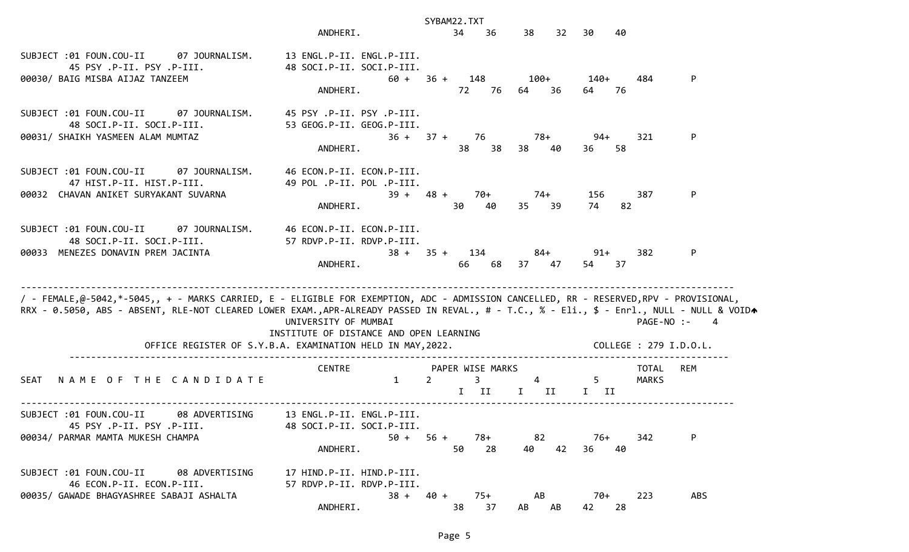```
                                                     ANDHERI.              34    36     38    32   30    40

SUBJECT :01 FOUN.COU-II      07 JOURNALISM.      13 ENGL.P-II. ENGL.P-III.
        45 PSY .P-II. PSY .P-III.                48 SOCI.P-II. SOCI.P-III.
00030/ BAIG MISBA AIJAZ TANZEEM                               60 +  36 +    148         100+        140+     484       P
                                                     ANDHERI.              72    76    64    36    64    76

SUBJECT :01 FOUN.COU-II      07 JOURNALISM.      45 PSY .P-II. PSY .P-III.
        48 SOCI.P-II. SOCI.P-III.                53 GEOG.P-II. GEOG.P-III.
00031/ SHAIKH YASMEEN ALAM MUMTAZ                             36 +  37 +     76          78+         94+     321       P
                                                     ANDHERI.              38    38    38    40    36    58

SUBJECT :01 FOUN.COU-II      07 JOURNALISM.      46 ECON.P-II. ECON.P-III.
        47 HIST.P-II. HIST.P-III.                49 POL .P-II. POL .P-III.
00032  CHAVAN ANIKET SURYAKANT SUVARNA                        39 +  48 +     70+         74+        156      387       P
                                                     ANDHERI.              30    40    35    39    74    82

SUBJECT :01 FOUN.COU-II      07 JOURNALISM.      46 ECON.P-II. ECON.P-III.
        48 SOCI.P-II. SOCI.P-III.                57 RDVP.P-II. RDVP.P-III.
00033  MENEZES DONAVIN PREM JACINTA                           38 +  35 +    134          84+         91+     382       P
                                                     ANDHERI.              66    68    37    47    54    37

-----------------------------------------------------------------------------------------------------------------------------
/ - FEMALE,@-5042,*-5045,, + - MARKS CARRIED, E - ELIGIBLE FOR EXEMPTION, ADC - ADMISSION CANCELLED, RR - RESERVED,RPV - PROVISIONAL,
RRX - 0.5050, ABS - ABSENT, RLE-NOT CLEARED LOWER EXAM.,APR-ALREADY PASSED IN REVAL., # - T.C., % - Eli., $ - Enrl., NULL - NULL & VOID
                                                 UNIVERSITY OF MUMBAI                                              PAGE-NO :-    4
                                            INSTITUTE OF DISTANCE AND OPEN LEARNING
                  OFFICE REGISTER OF S.Y.B.A. EXAMINATION HELD IN MAY,2022.                              COLLEGE : 279 I.D.O.L.
          -------------------------------------------------------------------------------------------------------------------
                                                  CENTRE               PAPER WISE MARKS                         TOTAL   REM
SEAT   N A M E  O F  T H E  C A N D I D A T E                     1     2        3          4          5       MARKS
                                                                              I   II     I    II     I   II
-----------------------------------------------------------------------------------------------------------------------------
SUBJECT :01 FOUN.COU-II      08 ADVERTISING      13 ENGL.P-II. ENGL.P-III.
        45 PSY .P-II. PSY .P-III.                48 SOCI.P-II. SOCI.P-III.
00034/ PARMAR MAMTA MUKESH CHAMPA                             50 +  56 +     78+         82          76+     342       P
                                                     ANDHERI.              50    28     40    42   36    40

SUBJECT :01 FOUN.COU-II      08 ADVERTISING      17 HIND.P-II. HIND.P-III.
        46 ECON.P-II. ECON.P-III.                57 RDVP.P-II. RDVP.P-III.
00035/ GAWADE BHAGYASHREE SABAJI ASHALTA                      38 +  40 +     75+         AB          70+     223       ABS
                                                     ANDHERI.              38    37    AB    AB    42    28
```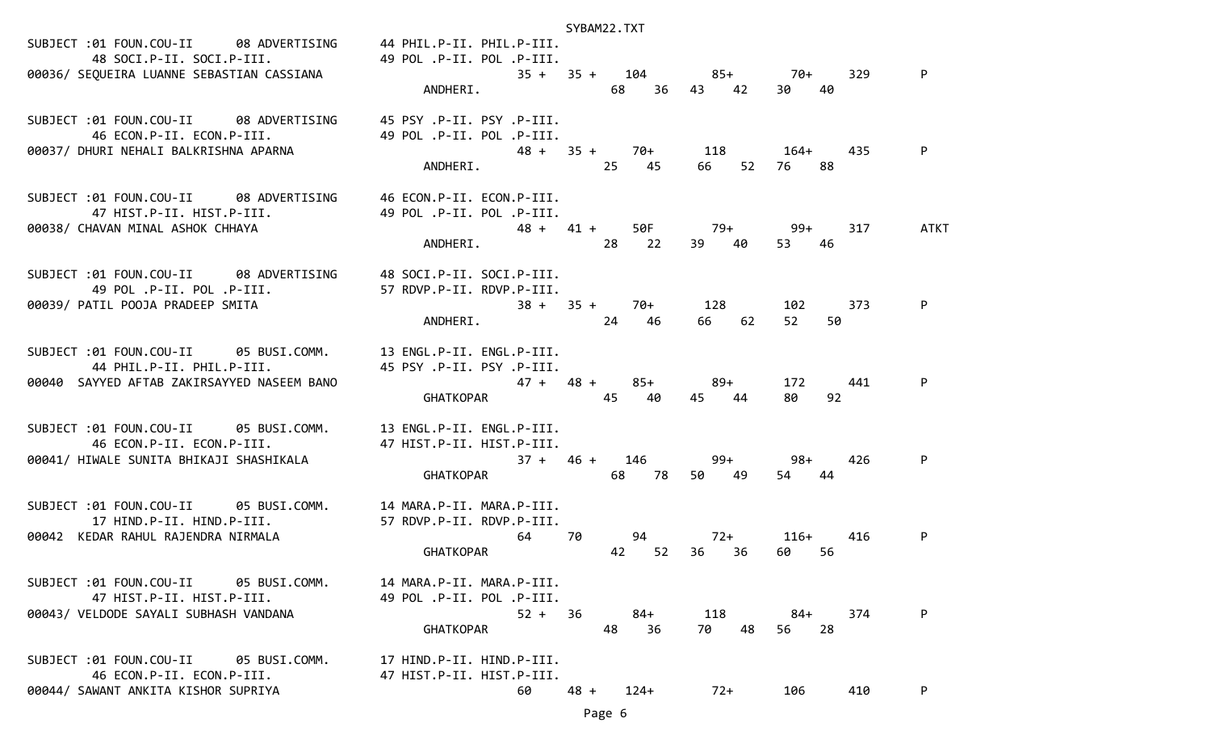```
SUBJECT :01 FOUN.COU-II      08 ADVERTISING      44 PHIL.P-II. PHIL.P-III.
        48 SOCI.P-II. SOCI.P-III.                49 POL .P-II. POL .P-III.
00036/ SEQUEIRA LUANNE SEBASTIAN CASSIANA                    35 +   35 +   104        85+        70+     329       P
                                                   ANDHERI.               68    36   43    42    30    40

SUBJECT :01 FOUN.COU-II      08 ADVERTISING      45 PSY .P-II. PSY .P-III.
        46 ECON.P-II. ECON.P-III.                49 POL .P-II. POL .P-III.
00037/ DHURI NEHALI BALKRISHNA APARNA                        48 +   35 +    70+       118       164+     435       P
                                                   ANDHERI.               25    45   66    52    76    88

SUBJECT :01 FOUN.COU-II      08 ADVERTISING      46 ECON.P-II. ECON.P-III.
        47 HIST.P-II. HIST.P-III.                49 POL .P-II. POL .P-III.
00038/ CHAVAN MINAL ASHOK CHHAYA                             48 +   41 +    50F        79+        99+     317       ATKT
                                                   ANDHERI.               28    22   39    40    53    46

SUBJECT :01 FOUN.COU-II      08 ADVERTISING      48 SOCI.P-II. SOCI.P-III.
        49 POL .P-II. POL .P-III.                57 RDVP.P-II. RDVP.P-III.
00039/ PATIL POOJA PRADEEP SMITA                             38 +   35 +    70+       128        102     373       P
                                                   ANDHERI.               24    46   66    62    52    50

SUBJECT :01 FOUN.COU-II      05 BUSI.COMM.       13 ENGL.P-II. ENGL.P-III.
        44 PHIL.P-II. PHIL.P-III.                45 PSY .P-II. PSY .P-III.
00040  SAYYED AFTAB ZAKIRSAYYED NASEEM BANO                  47 +   48 +    85+        89+       172     441       P
                                                   GHATKOPAR              45    40   45    44    80    92

SUBJECT :01 FOUN.COU-II      05 BUSI.COMM.       13 ENGL.P-II. ENGL.P-III.
        46 ECON.P-II. ECON.P-III.                47 HIST.P-II. HIST.P-III.
00041/ HIWALE SUNITA BHIKAJI SHASHIKALA                      37 +   46 +   146         99+        98+     426       P
                                                   GHATKOPAR              68    78   50    49    54    44

SUBJECT :01 FOUN.COU-II      05 BUSI.COMM.       14 MARA.P-II. MARA.P-III.
        17 HIND.P-II. HIND.P-III.                57 RDVP.P-II. RDVP.P-III.
00042  KEDAR RAHUL RAJENDRA NIRMALA                          64     70      94         72+       116+     416       P
                                                   GHATKOPAR              42    52   36    36    60    56

SUBJECT :01 FOUN.COU-II      05 BUSI.COMM.       14 MARA.P-II. MARA.P-III.
        47 HIST.P-II. HIST.P-III.                49 POL .P-II. POL .P-III.
00043/ VELDODE SAYALI SUBHASH VANDANA                        52 +   36      84+       118         84+     374       P
                                                   GHATKOPAR              48    36   70    48    56    28

SUBJECT :01 FOUN.COU-II      05 BUSI.COMM.       17 HIND.P-II. HIND.P-III.
        46 ECON.P-II. ECON.P-III.                47 HIST.P-II. HIST.P-III.
00044/ SAWANT ANKITA KISHOR SUPRIYA                          60     48 +   124+        72+       106     410       P
```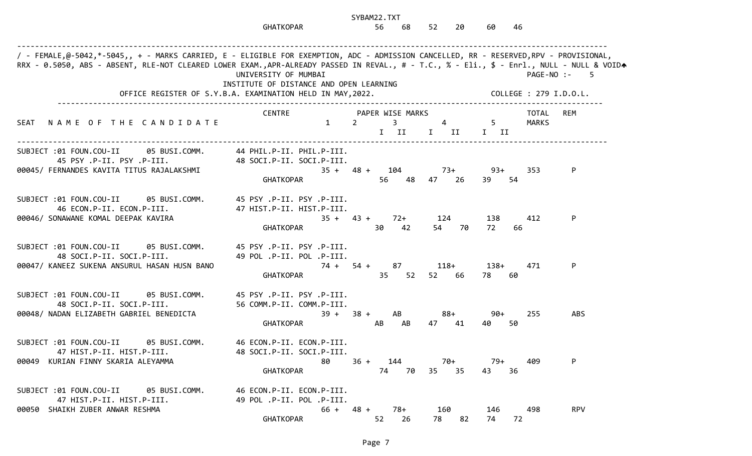GHATKOPAR 56 68 52 20 60 46

---

/ - FEMALE,@-5042,*-5045,, + - MARKS CARRIED, E - ELIGIBLE FOR EXEMPTION, ADC - ADMISSION CANCELLED, RR - RESERVED,RPV - PROVISIONAL, RRX - 0.5050, ABS - ABSENT, RLE-NOT CLEARED LOWER EXAM.,APR-ALREADY PASSED IN REVAL., # - T.C., % - Eli., $ - Enrl., NULL - NULL & VOID

UNIVERSITY OF MUMBAI
INSTITUTE OF DISTANCE AND OPEN LEARNING
OFFICE REGISTER OF S.Y.B.A. EXAMINATION HELD IN MAY,2022.

PAGE-NO :- 5
COLLEGE : 279 I.D.O.L.

| SEAT | NAME OF THE CANDIDATE | CENTRE | 1 | 2 | 3 (I) | 3 (II) | 4 (I) | 4 (II) | 5 (I) | 5 (II) | TOTAL MARKS | REM |
|---|---|---|---|---|---|---|---|---|---|---|---|---|
| | SUBJECT :01 FOUN.COU-II 05 BUSI.COMM. 44 PHIL.P-II. PHIL.P-III. 45 PSY .P-II. PSY .P-III. 48 SOCI.P-II. SOCI.P-III. | | | | | | | | | | | |
| 00045/ | FERNANDES KAVITA TITUS RAJALAKSHMI | | 35 + | 48 + | 104 | | 73+ | | 93+ | | 353 | P |
| | | GHATKOPAR | | | 56 | 48 | 47 | 26 | 39 | 54 | | |
| | SUBJECT :01 FOUN.COU-II 05 BUSI.COMM. 45 PSY .P-II. PSY .P-III. 46 ECON.P-II. ECON.P-III. 47 HIST.P-II. HIST.P-III. | | | | | | | | | | | |
| 00046/ | SONAWANE KOMAL DEEPAK KAVIRA | | 35 + | 43 + | 72+ | | 124 | | 138 | | 412 | P |
| | | GHATKOPAR | | | 30 | 42 | 54 | 70 | 72 | 66 | | |
| | SUBJECT :01 FOUN.COU-II 05 BUSI.COMM. 45 PSY .P-II. PSY .P-III. 48 SOCI.P-II. SOCI.P-III. 49 POL .P-II. POL .P-III. | | | | | | | | | | | |
| 00047/ | KANEEZ SUKENA ANSURUL HASAN HUSN BANO | | 74 + | 54 + | 87 | | 118+ | | 138+ | | 471 | P |
| | | GHATKOPAR | | | 35 | 52 | 52 | 66 | 78 | 60 | | |
| | SUBJECT :01 FOUN.COU-II 05 BUSI.COMM. 45 PSY .P-II. PSY .P-III. 48 SOCI.P-II. SOCI.P-III. 56 COMM.P-II. COMM.P-III. | | | | | | | | | | | |
| 00048/ | NADAN ELIZABETH GABRIEL BENEDICTA | | 39 + | 38 + | AB | | 88+ | | 90+ | | 255 | ABS |
| | | GHATKOPAR | | | AB | AB | 47 | 41 | 40 | 50 | | |
| | SUBJECT :01 FOUN.COU-II 05 BUSI.COMM. 46 ECON.P-II. ECON.P-III. 47 HIST.P-II. HIST.P-III. 48 SOCI.P-II. SOCI.P-III. | | | | | | | | | | | |
| 00049 | KURIAN FINNY SKARIA ALEYAMMA | | 80 | 36 + | 144 | | 70+ | | 79+ | | 409 | P |
| | | GHATKOPAR | | | 74 | 70 | 35 | 35 | 43 | 36 | | |
| | SUBJECT :01 FOUN.COU-II 05 BUSI.COMM. 46 ECON.P-II. ECON.P-III. 47 HIST.P-II. HIST.P-III. 49 POL .P-II. POL .P-III. | | | | | | | | | | | |
| 00050 | SHAIKH ZUBER ANWAR RESHMA | | 66 + | 48 + | 78+ | | 160 | | 146 | | 498 | RPV |
| | | GHATKOPAR | | | 52 | 26 | 78 | 82 | 74 | 72 | | |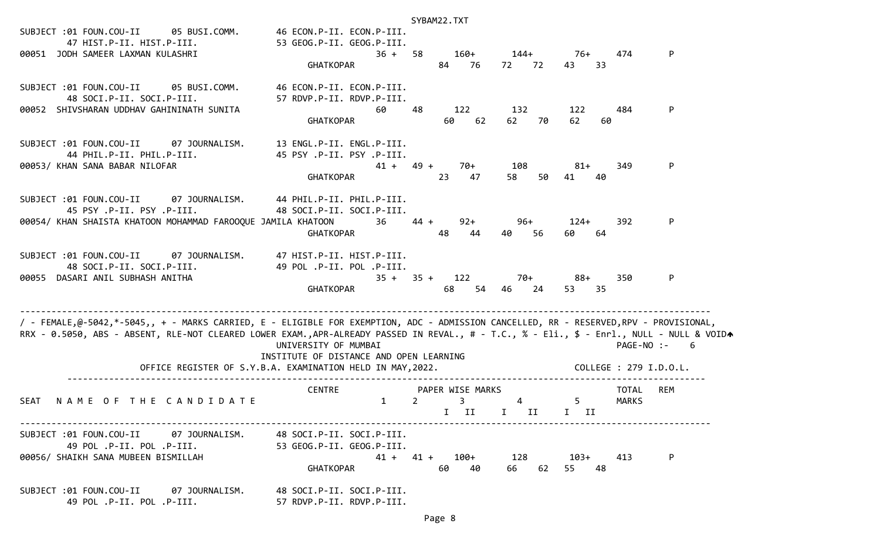```
SUBJECT :01 FOUN.COU-II      05 BUSI.COMM.       46 ECON.P-II. ECON.P-III.
        47 HIST.P-II. HIST.P-III.                53 GEOG.P-II. GEOG.P-III.
00051  JODH SAMEER LAXMAN KULASHRI                           36 +   58      160+       144+        76+      474       P
                                                 GHATKOPAR               84    76     72    72     43    33

SUBJECT :01 FOUN.COU-II      05 BUSI.COMM.       46 ECON.P-II. ECON.P-III.
        48 SOCI.P-II. SOCI.P-III.                57 RDVP.P-II. RDVP.P-III.
00052  SHIVSHARAN UDDHAV GAHININATH SUNITA                    60     48      122        132         122      484       P
                                                 GHATKOPAR               60    62     62    70     62    60

SUBJECT :01 FOUN.COU-II      07 JOURNALISM.      13 ENGL.P-II. ENGL.P-III.
        44 PHIL.P-II. PHIL.P-III.                45 PSY .P-II. PSY .P-III.
00053/ KHAN SANA BABAR NILOFAR                                41 +   49 +     70+        108         81+      349       P
                                                 GHATKOPAR               23    47     58    50     41    40

SUBJECT :01 FOUN.COU-II      07 JOURNALISM.      44 PHIL.P-II. PHIL.P-III.
        45 PSY .P-II. PSY .P-III.                48 SOCI.P-II. SOCI.P-III.
00054/ KHAN SHAISTA KHATOON MOHAMMAD FAROOQUE JAMILA KHATOON   36     44 +     92+        96+        124+      392       P
                                                 GHATKOPAR               48    44     40    56     60    64

SUBJECT :01 FOUN.COU-II      07 JOURNALISM.      47 HIST.P-II. HIST.P-III.
        48 SOCI.P-II. SOCI.P-III.                49 POL .P-II. POL .P-III.
00055  DASARI ANIL SUBHASH ANITHA                             35 +   35 +    122         70+         88+      350       P
                                                 GHATKOPAR               68    54     46    24     53    35

--------------------------------------------------------------------------------------------------------------------------
/ - FEMALE,@-5042,*-5045,, + - MARKS CARRIED, E - ELIGIBLE FOR EXEMPTION, ADC - ADMISSION CANCELLED, RR - RESERVED,RPV - PROVISIONAL,
RRX - 0.5050, ABS - ABSENT, RLE-NOT CLEARED LOWER EXAM.,APR-ALREADY PASSED IN REVAL., # - T.C., % - Eli., $ - Enrl., NULL - NULL & VOID
                                          UNIVERSITY OF MUMBAI                                              PAGE-NO :-    6
                                       INSTITUTE OF DISTANCE AND OPEN LEARNING
               OFFICE REGISTER OF S.Y.B.A. EXAMINATION HELD IN MAY,2022.                          COLLEGE : 279 I.D.O.L.
       -------------------------------------------------------------------------------------------------------------------
                                                 CENTRE              PAPER WISE MARKS                         TOTAL   REM
SEAT   N A M E  O F  T H E  C A N D I D A T E                   1      2        3          4           5      MARKS
                                                                              I   II     I    II     I   II
--------------------------------------------------------------------------------------------------------------------------
SUBJECT :01 FOUN.COU-II      07 JOURNALISM.      48 SOCI.P-II. SOCI.P-III.
        49 POL .P-II. POL .P-III.                53 GEOG.P-II. GEOG.P-III.
00056/ SHAIKH SANA MUBEEN BISMILLAH                           41 +   41 +    100+        128        103+      413       P
                                                 GHATKOPAR               60    40     66    62     55    48

SUBJECT :01 FOUN.COU-II      07 JOURNALISM.      48 SOCI.P-II. SOCI.P-III.
        49 POL .P-II. POL .P-III.                57 RDVP.P-II. RDVP.P-III.
```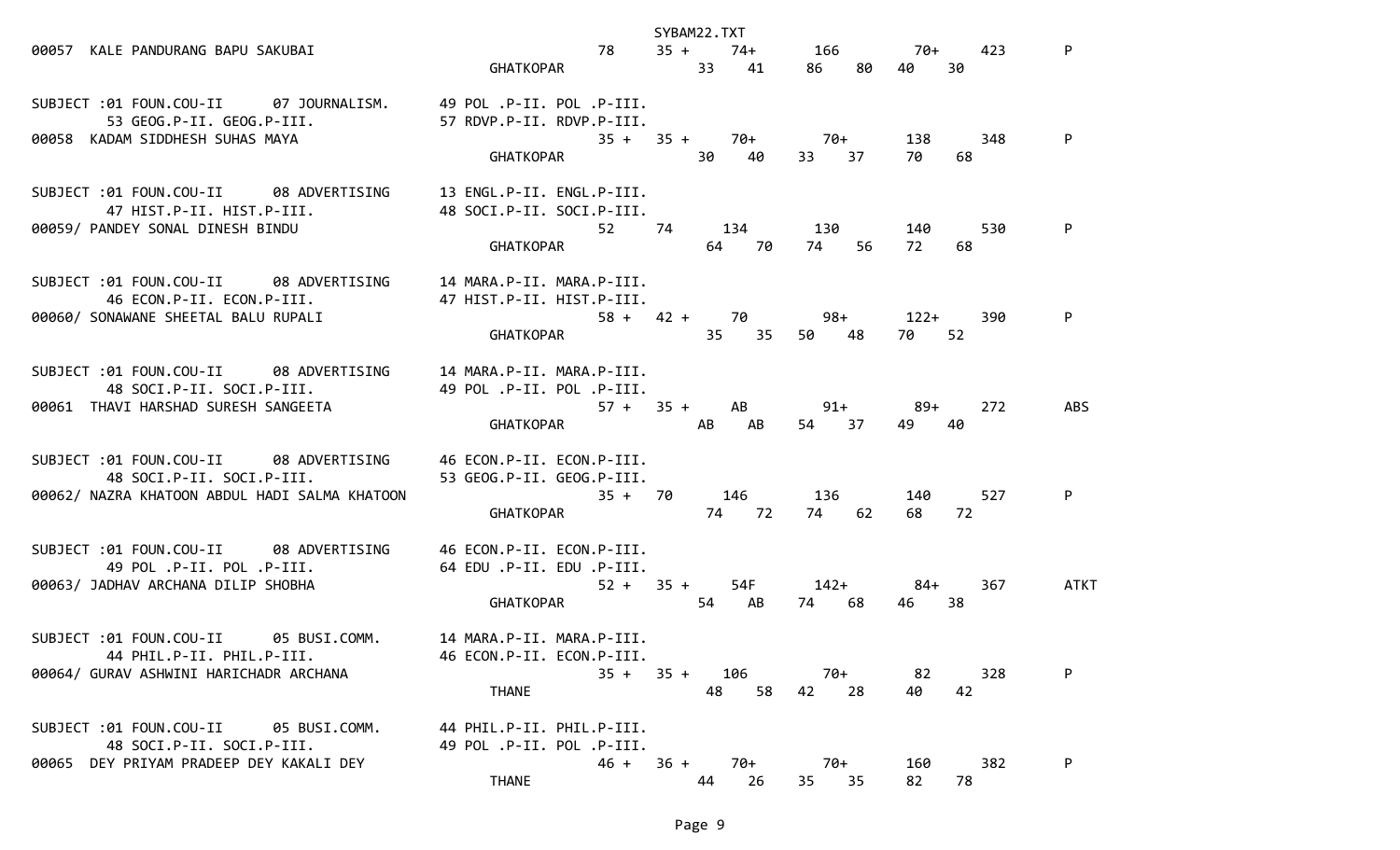```
00057  KALE PANDURANG BAPU SAKUBAI                                   78     35 +    74+       166         70+     423       P
                                                      GHATKOPAR                33    41      86    80    40    30

SUBJECT :01 FOUN.COU-II      07 JOURNALISM.      49 POL .P-II. POL .P-III.
        53 GEOG.P-II. GEOG.P-III.                57 RDVP.P-II. RDVP.P-III.
00058  KADAM SIDDHESH SUHAS MAYA                                    35 +   35 +    70+        70+        138      348       P
                                                      GHATKOPAR                30    40      33    37    70    68

SUBJECT :01 FOUN.COU-II      08 ADVERTISING      13 ENGL.P-II. ENGL.P-III.
        47 HIST.P-II. HIST.P-III.                48 SOCI.P-II. SOCI.P-III.
00059/ PANDEY SONAL DINESH BINDU                                    52     74      134        130        140      530       P
                                                      GHATKOPAR                64    70      74    56    72    68

SUBJECT :01 FOUN.COU-II      08 ADVERTISING      14 MARA.P-II. MARA.P-III.
        46 ECON.P-II. ECON.P-III.                47 HIST.P-II. HIST.P-III.
00060/ SONAWANE SHEETAL BALU RUPALI                                 58 +   42 +    70         98+        122+     390       P
                                                      GHATKOPAR                35    35      50    48    70    52

SUBJECT :01 FOUN.COU-II      08 ADVERTISING      14 MARA.P-II. MARA.P-III.
        48 SOCI.P-II. SOCI.P-III.                49 POL .P-II. POL .P-III.
00061  THAVI HARSHAD SURESH SANGEETA                                57 +   35 +    AB         91+        89+      272       ABS
                                                      GHATKOPAR                AB    AB      54    37    49    40

SUBJECT :01 FOUN.COU-II      08 ADVERTISING      46 ECON.P-II. ECON.P-III.
        48 SOCI.P-II. SOCI.P-III.                53 GEOG.P-II. GEOG.P-III.
00062/ NAZRA KHATOON ABDUL HADI SALMA KHATOON                       35 +   70      146        136        140      527       P
                                                      GHATKOPAR                74    72      74    62    68    72

SUBJECT :01 FOUN.COU-II      08 ADVERTISING      46 ECON.P-II. ECON.P-III.
        49 POL .P-II. POL .P-III.                64 EDU .P-II. EDU .P-III.
00063/ JADHAV ARCHANA DILIP SHOBHA                                  52 +   35 +    54F        142+       84+      367       ATKT
                                                      GHATKOPAR                54    AB      74    68    46    38

SUBJECT :01 FOUN.COU-II      05 BUSI.COMM.       14 MARA.P-II. MARA.P-III.
        44 PHIL.P-II. PHIL.P-III.                46 ECON.P-II. ECON.P-III.
00064/ GURAV ASHWINI HARICHADR ARCHANA                              35 +   35 +    106        70+        82       328       P
                                                      THANE                    48    58      42    28    40    42

SUBJECT :01 FOUN.COU-II      05 BUSI.COMM.       44 PHIL.P-II. PHIL.P-III.
        48 SOCI.P-II. SOCI.P-III.                49 POL .P-II. POL .P-III.
00065  DEY PRIYAM PRADEEP DEY KAKALI DEY                            46 +   36 +    70+        70+        160      382       P
                                                      THANE                    44    26      35    35    82    78
```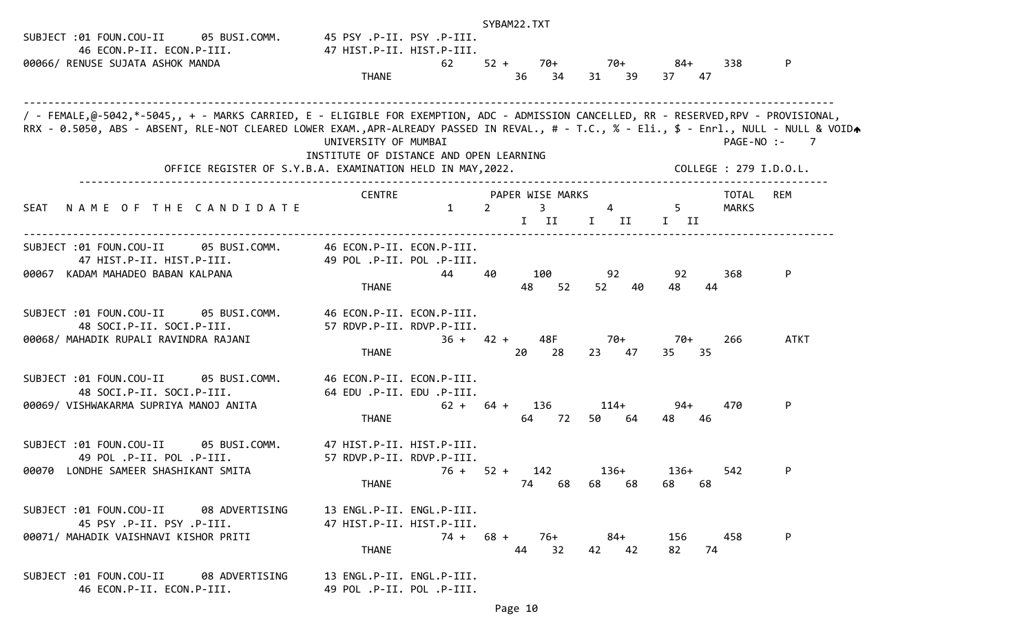SUBJECT :01 FOUN.COU-II 05 BUSI.COMM. 45 PSY .P-II. PSY .P-III.
46 ECON.P-II. ECON.P-III. 47 HIST.P-II. HIST.P-III.

| SEAT | NAME OF THE CANDIDATE | CENTRE | 1 | 2 | 3 | | 4 | | 5 | | TOTAL MARKS | REM |
|---|---|---|---|---|---|---|---|---|---|---|---|---|
| 00066/ | RENUSE SUJATA ASHOK MANDA | | 62 | 52 + | 70+ | | 70+ | | 84+ | | 338 | P |
| | | THANE | | | 36 | 34 | 31 | 39 | 37 | 47 | | |

/ - FEMALE,@-5042,*-5045,, + - MARKS CARRIED, E - ELIGIBLE FOR EXEMPTION, ADC - ADMISSION CANCELLED, RR - RESERVED,RPV - PROVISIONAL,
RRX - 0.5050, ABS - ABSENT, RLE-NOT CLEARED LOWER EXAM.,APR-ALREADY PASSED IN REVAL., # - T.C., % - Eli., $ - Enrl., NULL - NULL & VOID

UNIVERSITY OF MUMBAI

INSTITUTE OF DISTANCE AND OPEN LEARNING

OFFICE REGISTER OF S.Y.B.A. EXAMINATION HELD IN MAY,2022.

PAGE-NO :- 7

COLLEGE : 279 I.D.O.L.

| SEAT | NAME OF THE CANDIDATE | CENTRE | PAPER WISE MARKS 1 | 2 | 3 I | 3 II | 4 I | 4 II | 5 I | 5 II | TOTAL MARKS | REM |
|---|---|---|---|---|---|---|---|---|---|---|---|---|
| | SUBJECT :01 FOUN.COU-II 05 BUSI.COMM. 46 ECON.P-II. ECON.P-III. 47 HIST.P-II. HIST.P-III. 49 POL .P-II. POL .P-III. | | | | | | | | | | | |
| 00067 | KADAM MAHADEO BABAN KALPANA | | 44 | 40 | 100 | | 92 | | 92 | | 368 | P |
| | | THANE | | | 48 | 52 | 52 | 40 | 48 | 44 | | |
| | SUBJECT :01 FOUN.COU-II 05 BUSI.COMM. 46 ECON.P-II. ECON.P-III. 48 SOCI.P-II. SOCI.P-III. 57 RDVP.P-II. RDVP.P-III. | | | | | | | | | | | |
| 00068/ | MAHADIK RUPALI RAVINDRA RAJANI | | 36 + | 42 + | 48F | | 70+ | | 70+ | | 266 | ATKT |
| | | THANE | | | 20 | 28 | 23 | 47 | 35 | 35 | | |
| | SUBJECT :01 FOUN.COU-II 05 BUSI.COMM. 46 ECON.P-II. ECON.P-III. 48 SOCI.P-II. SOCI.P-III. 64 EDU .P-II. EDU .P-III. | | | | | | | | | | | |
| 00069/ | VISHWAKARMA SUPRIYA MANOJ ANITA | | 62 + | 64 + | 136 | | 114+ | | 94+ | | 470 | P |
| | | THANE | | | 64 | 72 | 50 | 64 | 48 | 46 | | |
| | SUBJECT :01 FOUN.COU-II 05 BUSI.COMM. 47 HIST.P-II. HIST.P-III. 49 POL .P-II. POL .P-III. 57 RDVP.P-II. RDVP.P-III. | | | | | | | | | | | |
| 00070 | LONDHE SAMEER SHASHIKANT SMITA | | 76 + | 52 + | 142 | | 136+ | | 136+ | | 542 | P |
| | | THANE | | | 74 | 68 | 68 | 68 | 68 | 68 | | |
| | SUBJECT :01 FOUN.COU-II 08 ADVERTISING 13 ENGL.P-II. ENGL.P-III. 45 PSY .P-II. PSY .P-III. 47 HIST.P-II. HIST.P-III. | | | | | | | | | | | |
| 00071/ | MAHADIK VAISHNAVI KISHOR PRITI | | 74 + | 68 + | 76+ | | 84+ | | 156 | | 458 | P |
| | | THANE | | | 44 | 32 | 42 | 42 | 82 | 74 | | |

SUBJECT :01 FOUN.COU-II 08 ADVERTISING 13 ENGL.P-II. ENGL.P-III.
46 ECON.P-II. ECON.P-III. 49 POL .P-II. POL .P-III.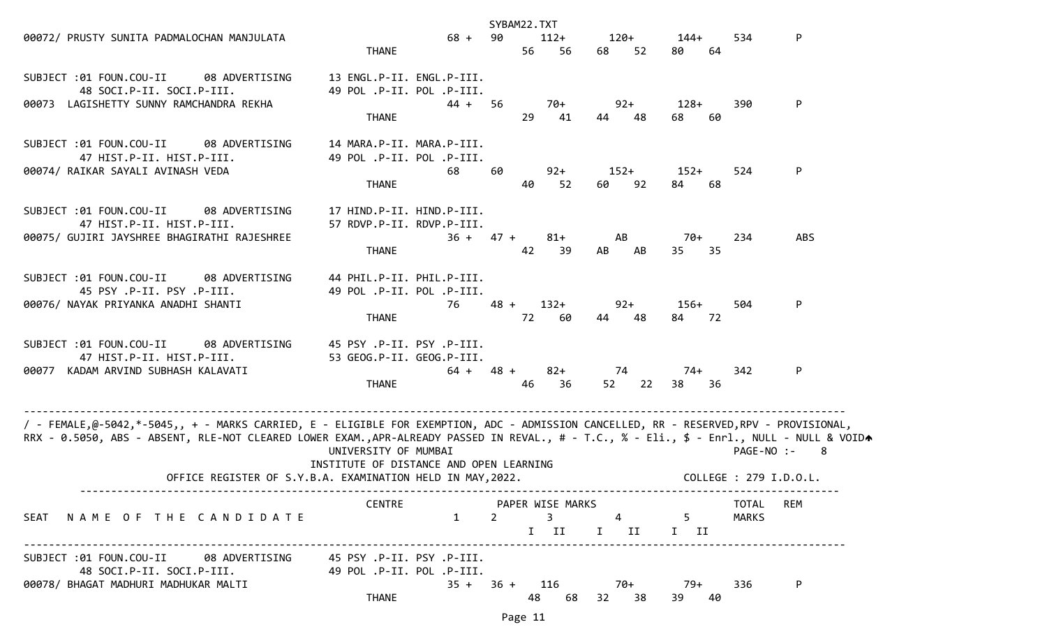00072/ PRUSTY SUNITA PADMALOCHAN MANJULATA 68 + 90 112+ 120+ 144+ 534 P
THANE 56 56 68 52 80 64

SUBJECT :01 FOUN.COU-II 08 ADVERTISING 13 ENGL.P-II. ENGL.P-III.
48 SOCI.P-II. SOCI.P-III. 49 POL .P-II. POL .P-III.
00073 LAGISHETTY SUNNY RAMCHANDRA REKHA 44 + 56 70+ 92+ 128+ 390 P
THANE 29 41 44 48 68 60

SUBJECT :01 FOUN.COU-II 08 ADVERTISING 14 MARA.P-II. MARA.P-III.
47 HIST.P-II. HIST.P-III. 49 POL .P-II. POL .P-III.
00074/ RAIKAR SAYALI AVINASH VEDA 68 60 92+ 152+ 152+ 524 P
THANE 40 52 60 92 84 68

SUBJECT :01 FOUN.COU-II 08 ADVERTISING 17 HIND.P-II. HIND.P-III.
47 HIST.P-II. HIST.P-III. 57 RDVP.P-II. RDVP.P-III.
00075/ GUJIRI JAYSHREE BHAGIRATHI RAJESHREE 36 + 47 + 81+ AB 70+ 234 ABS
THANE 42 39 AB AB 35 35

SUBJECT :01 FOUN.COU-II 08 ADVERTISING 44 PHIL.P-II. PHIL.P-III.
45 PSY .P-II. PSY .P-III. 49 POL .P-II. POL .P-III.
00076/ NAYAK PRIYANKA ANADHI SHANTI 76 48 + 132+ 92+ 156+ 504 P
THANE 72 60 44 48 84 72

SUBJECT :01 FOUN.COU-II 08 ADVERTISING 45 PSY .P-II. PSY .P-III.
47 HIST.P-II. HIST.P-III. 53 GEOG.P-II. GEOG.P-III.
00077 KADAM ARVIND SUBHASH KALAVATI 64 + 48 + 82+ 74 74+ 342 P
THANE 46 36 52 22 38 36

---

/ - FEMALE,@-5042,*-5045,, + - MARKS CARRIED, E - ELIGIBLE FOR EXEMPTION, ADC - ADMISSION CANCELLED, RR - RESERVED,RPV - PROVISIONAL,
RRX - 0.5050, ABS - ABSENT, RLE-NOT CLEARED LOWER EXAM.,APR-ALREADY PASSED IN REVAL., # - T.C., % - Eli., $ - Enrl., NULL - NULL & VOID

UNIVERSITY OF MUMBAI PAGE-NO :- 8
INSTITUTE OF DISTANCE AND OPEN LEARNING
OFFICE REGISTER OF S.Y.B.A. EXAMINATION HELD IN MAY,2022. COLLEGE : 279 I.D.O.L.

---

| SEAT | NAME OF THE CANDIDATE | CENTRE | 1 | 2 | 3 (I II) | 4 (I II) | 5 (I II) | TOTAL MARKS | REM |
|---|---|---|---|---|---|---|---|---|---|

(PAPER WISE MARKS)

---

SUBJECT :01 FOUN.COU-II 08 ADVERTISING 45 PSY .P-II. PSY .P-III.
48 SOCI.P-II. SOCI.P-III. 49 POL .P-II. POL .P-III.
00078/ BHAGAT MADHURI MADHUKAR MALTI 35 + 36 + 116 70+ 79+ 336 P
THANE 48 68 32 38 39 40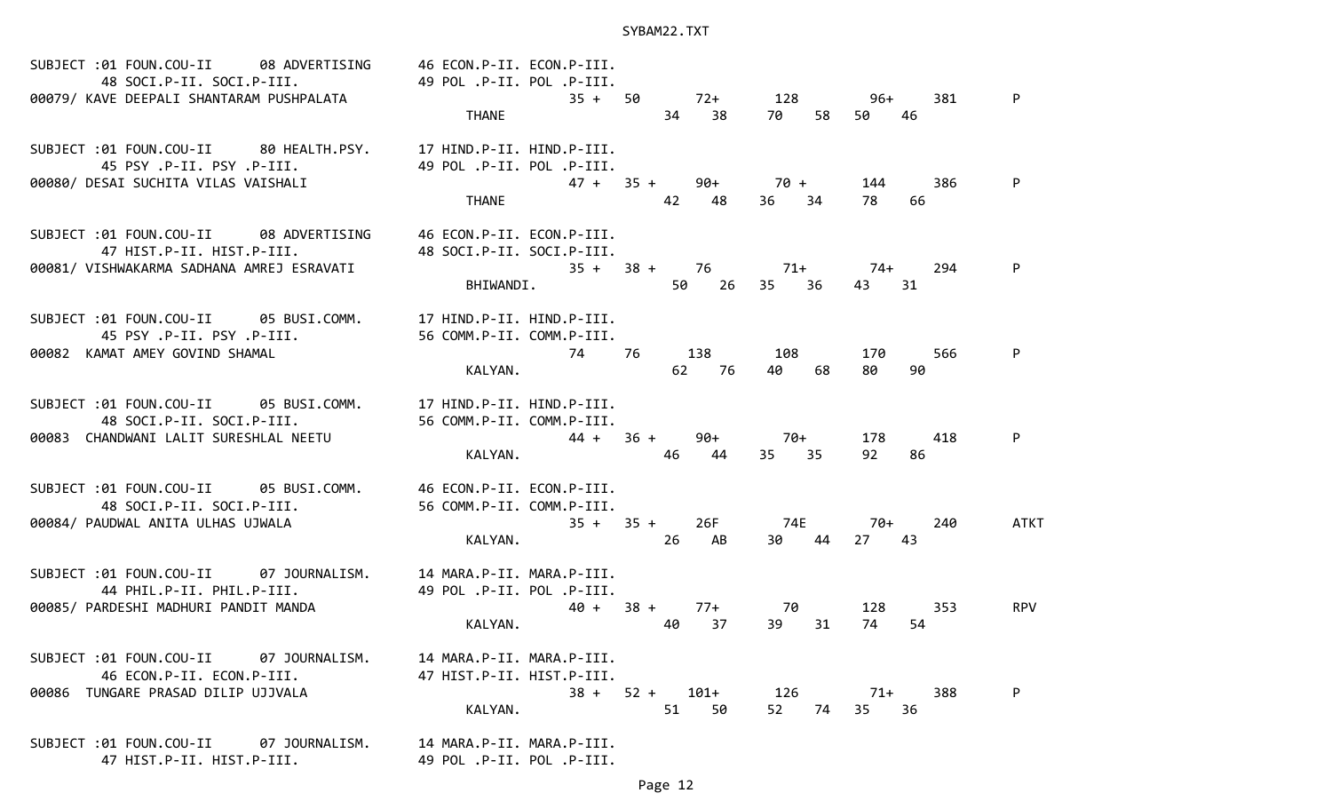```
SUBJECT :01 FOUN.COU-II      08 ADVERTISING      46 ECON.P-II. ECON.P-III.
        48 SOCI.P-II. SOCI.P-III.                49 POL .P-II. POL .P-III.
00079/ KAVE DEEPALI SHANTARAM PUSHPALATA                        35 +  50      72+      128       96+     381       P
                                                    THANE                 34    38     70    58   50    46

SUBJECT :01 FOUN.COU-II      80 HEALTH.PSY.      17 HIND.P-II. HIND.P-III.
        45 PSY .P-II. PSY .P-III.                49 POL .P-II. POL .P-III.
00080/ DESAI SUCHITA VILAS VAISHALI                             47 +  35 +    90+      70 +      144     386       P
                                                    THANE                 42    48     36    34   78    66

SUBJECT :01 FOUN.COU-II      08 ADVERTISING      46 ECON.P-II. ECON.P-III.
        47 HIST.P-II. HIST.P-III.                48 SOCI.P-II. SOCI.P-III.
00081/ VISHWAKARMA SADHANA AMREJ ESRAVATI                       35 +  38 +    76       71+       74+     294       P
                                                    BHIWANDI.             50    26     35    36   43    31

SUBJECT :01 FOUN.COU-II      05 BUSI.COMM.       17 HIND.P-II. HIND.P-III.
        45 PSY .P-II. PSY .P-III.                56 COMM.P-II. COMM.P-III.
00082  KAMAT AMEY GOVIND SHAMAL                                 74    76      138      108       170     566       P
                                                    KALYAN.               62    76     40    68   80    90

SUBJECT :01 FOUN.COU-II      05 BUSI.COMM.       17 HIND.P-II. HIND.P-III.
        48 SOCI.P-II. SOCI.P-III.                56 COMM.P-II. COMM.P-III.
00083  CHANDWANI LALIT SURESHLAL NEETU                          44 +  36 +    90+      70+       178     418       P
                                                    KALYAN.               46    44     35    35   92    86

SUBJECT :01 FOUN.COU-II      05 BUSI.COMM.       46 ECON.P-II. ECON.P-III.
        48 SOCI.P-II. SOCI.P-III.                56 COMM.P-II. COMM.P-III.
00084/ PAUDWAL ANITA ULHAS UJWALA                               35 +  35 +    26F      74E       70+     240       ATKT
                                                    KALYAN.               26    AB     30    44   27    43

SUBJECT :01 FOUN.COU-II      07 JOURNALISM.      14 MARA.P-II. MARA.P-III.
        44 PHIL.P-II. PHIL.P-III.                49 POL .P-II. POL .P-III.
00085/ PARDESHI MADHURI PANDIT MANDA                            40 +  38 +    77+      70        128     353       RPV
                                                    KALYAN.               40    37     39    31   74    54

SUBJECT :01 FOUN.COU-II      07 JOURNALISM.      14 MARA.P-II. MARA.P-III.
        46 ECON.P-II. ECON.P-III.                47 HIST.P-II. HIST.P-III.
00086  TUNGARE PRASAD DILIP UJJVALA                             38 +  52 +   101+      126       71+     388       P
                                                    KALYAN.               51    50     52    74   35    36

SUBJECT :01 FOUN.COU-II      07 JOURNALISM.      14 MARA.P-II. MARA.P-III.
        47 HIST.P-II. HIST.P-III.                49 POL .P-II. POL .P-III.
```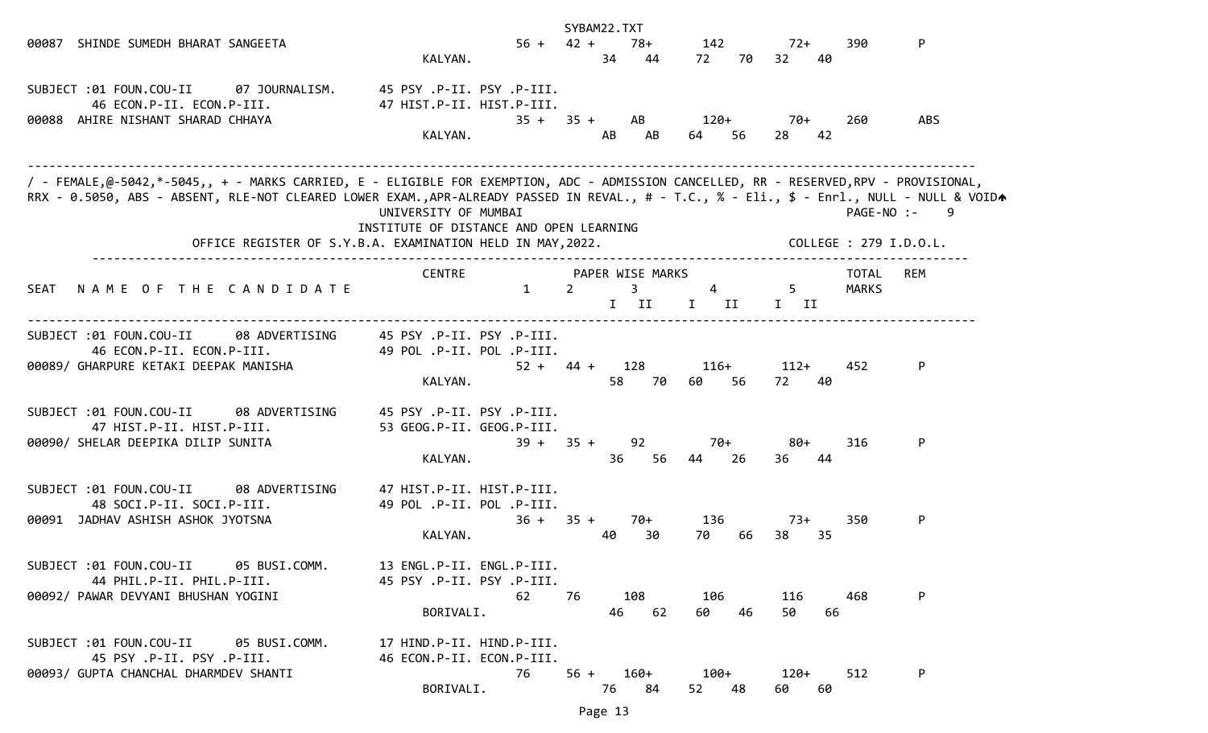| SEAT | NAME OF THE CANDIDATE | CENTRE | 1 | 2 | 3 | | 4 | | 5 | | TOTAL MARKS | REM |
|---|---|---|---|---|---|---|---|---|---|---|---|---|
| 00087 | SHINDE SUMEDH BHARAT SANGEETA | | 56 + | 42 + | 78+ | | 142 | | 72+ | | 390 | P |
| | | KALYAN. | | | 34 | 44 | 72 | 70 | 32 | 40 | | |

SUBJECT :01 FOUN.COU-II 07 JOURNALISM. 45 PSY .P-II. PSY .P-III.
46 ECON.P-II. ECON.P-III. 47 HIST.P-II. HIST.P-III.

| SEAT | NAME OF THE CANDIDATE | CENTRE | 1 | 2 | 3 | | 4 | | 5 | | TOTAL MARKS | REM |
|---|---|---|---|---|---|---|---|---|---|---|---|---|
| 00088 | AHIRE NISHANT SHARAD CHHAYA | | 35 + | 35 + | AB | | 120+ | | 70+ | | 260 | ABS |
| | | KALYAN. | | | AB | AB | 64 | 56 | 28 | 42 | | |

/ - FEMALE,@-5042,*-5045,, + - MARKS CARRIED, E - ELIGIBLE FOR EXEMPTION, ADC - ADMISSION CANCELLED, RR - RESERVED,RPV - PROVISIONAL, RRX - 0.5050, ABS - ABSENT, RLE-NOT CLEARED LOWER EXAM.,APR-ALREADY PASSED IN REVAL., # - T.C., % - Eli., $ - Enrl., NULL - NULL & VOID

UNIVERSITY OF MUMBAI
INSTITUTE OF DISTANCE AND OPEN LEARNING
OFFICE REGISTER OF S.Y.B.A. EXAMINATION HELD IN MAY,2022.

PAGE-NO :- 9
COLLEGE : 279 I.D.O.L.

SUBJECT :01 FOUN.COU-II 08 ADVERTISING 45 PSY .P-II. PSY .P-III.
46 ECON.P-II. ECON.P-III. 49 POL .P-II. POL .P-III.

| SEAT | NAME OF THE CANDIDATE | CENTRE | 1 | 2 | 3 I | 3 II | 4 I | 4 II | 5 I | 5 II | TOTAL MARKS | REM |
|---|---|---|---|---|---|---|---|---|---|---|---|---|
| 00089/ | GHARPURE KETAKI DEEPAK MANISHA | | 52 + | 44 + | 128 | | 116+ | | 112+ | | 452 | P |
| | | KALYAN. | | | 58 | 70 | 60 | 56 | 72 | 40 | | |

SUBJECT :01 FOUN.COU-II 08 ADVERTISING 45 PSY .P-II. PSY .P-III.
47 HIST.P-II. HIST.P-III. 53 GEOG.P-II. GEOG.P-III.

| SEAT | NAME OF THE CANDIDATE | CENTRE | 1 | 2 | 3 I | 3 II | 4 I | 4 II | 5 I | 5 II | TOTAL MARKS | REM |
|---|---|---|---|---|---|---|---|---|---|---|---|---|
| 00090/ | SHELAR DEEPIKA DILIP SUNITA | | 39 + | 35 + | 92 | | 70+ | | 80+ | | 316 | P |
| | | KALYAN. | | | 36 | 56 | 44 | 26 | 36 | 44 | | |

SUBJECT :01 FOUN.COU-II 08 ADVERTISING 47 HIST.P-II. HIST.P-III.
48 SOCI.P-II. SOCI.P-III. 49 POL .P-II. POL .P-III.

| SEAT | NAME OF THE CANDIDATE | CENTRE | 1 | 2 | 3 I | 3 II | 4 I | 4 II | 5 I | 5 II | TOTAL MARKS | REM |
|---|---|---|---|---|---|---|---|---|---|---|---|---|
| 00091 | JADHAV ASHISH ASHOK JYOTSNA | | 36 + | 35 + | 70+ | | 136 | | 73+ | | 350 | P |
| | | KALYAN. | | | 40 | 30 | 70 | 66 | 38 | 35 | | |

SUBJECT :01 FOUN.COU-II 05 BUSI.COMM. 13 ENGL.P-II. ENGL.P-III.
44 PHIL.P-II. PHIL.P-III. 45 PSY .P-II. PSY .P-III.

| SEAT | NAME OF THE CANDIDATE | CENTRE | 1 | 2 | 3 I | 3 II | 4 I | 4 II | 5 I | 5 II | TOTAL MARKS | REM |
|---|---|---|---|---|---|---|---|---|---|---|---|---|
| 00092/ | PAWAR DEVYANI BHUSHAN YOGINI | | 62 | 76 | 108 | | 106 | | 116 | | 468 | P |
| | | BORIVALI. | | | 46 | 62 | 60 | 46 | 50 | 66 | | |

SUBJECT :01 FOUN.COU-II 05 BUSI.COMM. 17 HIND.P-II. HIND.P-III.
45 PSY .P-II. PSY .P-III. 46 ECON.P-II. ECON.P-III.

| SEAT | NAME OF THE CANDIDATE | CENTRE | 1 | 2 | 3 I | 3 II | 4 I | 4 II | 5 I | 5 II | TOTAL MARKS | REM |
|---|---|---|---|---|---|---|---|---|---|---|---|---|
| 00093/ | GUPTA CHANCHAL DHARMDEV SHANTI | | 76 | 56 + | 160+ | | 100+ | | 120+ | | 512 | P |
| | | BORIVALI. | | | 76 | 84 | 52 | 48 | 60 | 60 | | |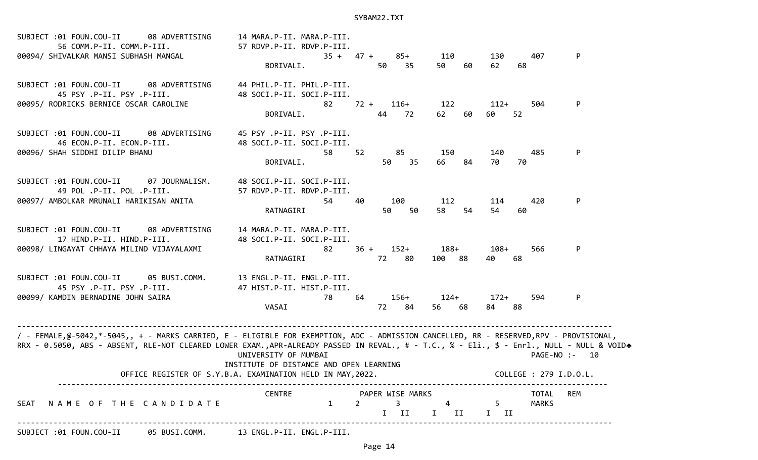```
SUBJECT :01 FOUN.COU-II      08 ADVERTISING      14 MARA.P-II. MARA.P-III.
        56 COMM.P-II. COMM.P-III.                57 RDVP.P-II. RDVP.P-III.
00094/ SHIVALKAR MANSI SUBHASH MANGAL                          35 +  47 +    85+      110       130      407       P
                                                 BORIVALI.              50    35     50    60    62    68

SUBJECT :01 FOUN.COU-II      08 ADVERTISING      44 PHIL.P-II. PHIL.P-III.
        45 PSY .P-II. PSY .P-III.                48 SOCI.P-II. SOCI.P-III.
00095/ RODRICKS BERNICE OSCAR CAROLINE                         82    72 +   116+      122       112+     504       P
                                                 BORIVALI.              44    72     62    60    60    52

SUBJECT :01 FOUN.COU-II      08 ADVERTISING      45 PSY .P-II. PSY .P-III.
        46 ECON.P-II. ECON.P-III.                48 SOCI.P-II. SOCI.P-III.
00096/ SHAH SIDDHI DILIP BHANU                                 58    52      85       150       140      485       P
                                                 BORIVALI.              50    35     66    84    70    70

SUBJECT :01 FOUN.COU-II      07 JOURNALISM.      48 SOCI.P-II. SOCI.P-III.
        49 POL .P-II. POL .P-III.                57 RDVP.P-II. RDVP.P-III.
00097/ AMBOLKAR MRUNALI HARIKISAN ANITA                        54    40     100       112       114      420       P
                                                 RATNAGIRI              50    50     58    54    54    60

SUBJECT :01 FOUN.COU-II      08 ADVERTISING      14 MARA.P-II. MARA.P-III.
        17 HIND.P-II. HIND.P-III.                48 SOCI.P-II. SOCI.P-III.
00098/ LINGAYAT CHHAYA MILIND VIJAYALAXMI                      82    36 +   152+      188+      108+     566       P
                                                 RATNAGIRI              72    80    100    88    40    68

SUBJECT :01 FOUN.COU-II      05 BUSI.COMM.       13 ENGL.P-II. ENGL.P-III.
        45 PSY .P-II. PSY .P-III.                47 HIST.P-II. HIST.P-III.
00099/ KAMDIN BERNADINE JOHN SAIRA                             78    64     156+      124+      172+     594       P
                                                 VASAI                  72    84     56    68    84    88

--------------------------------------------------------------------------------------------------------------------------
/ - FEMALE,@-5042,*-5045,, + - MARKS CARRIED, E - ELIGIBLE FOR EXEMPTION, ADC - ADMISSION CANCELLED, RR - RESERVED,RPV - PROVISIONAL,
RRX - 0.5050, ABS - ABSENT, RLE-NOT CLEARED LOWER EXAM.,APR-ALREADY PASSED IN REVAL., # - T.C., % - Eli., $ - Enrl., NULL - NULL & VOID
                                              UNIVERSITY OF MUMBAI                                           PAGE-NO :-   10
                                       INSTITUTE OF DISTANCE AND OPEN LEARNING
                OFFICE REGISTER OF S.Y.B.A. EXAMINATION HELD IN MAY,2022.                          COLLEGE : 279 I.D.O.L.
     ------------------------------------------------------------------------------------------------------------------
                                                 CENTRE              PAPER WISE MARKS                        TOTAL   REM
SEAT   N A M E  O F  T H E  C A N D I D A T E                 1     2         3          4          5        MARKS
                                                                          I   II     I    II     I   II
--------------------------------------------------------------------------------------------------------------------------
SUBJECT :01 FOUN.COU-II      05 BUSI.COMM.       13 ENGL.P-II. ENGL.P-III.
```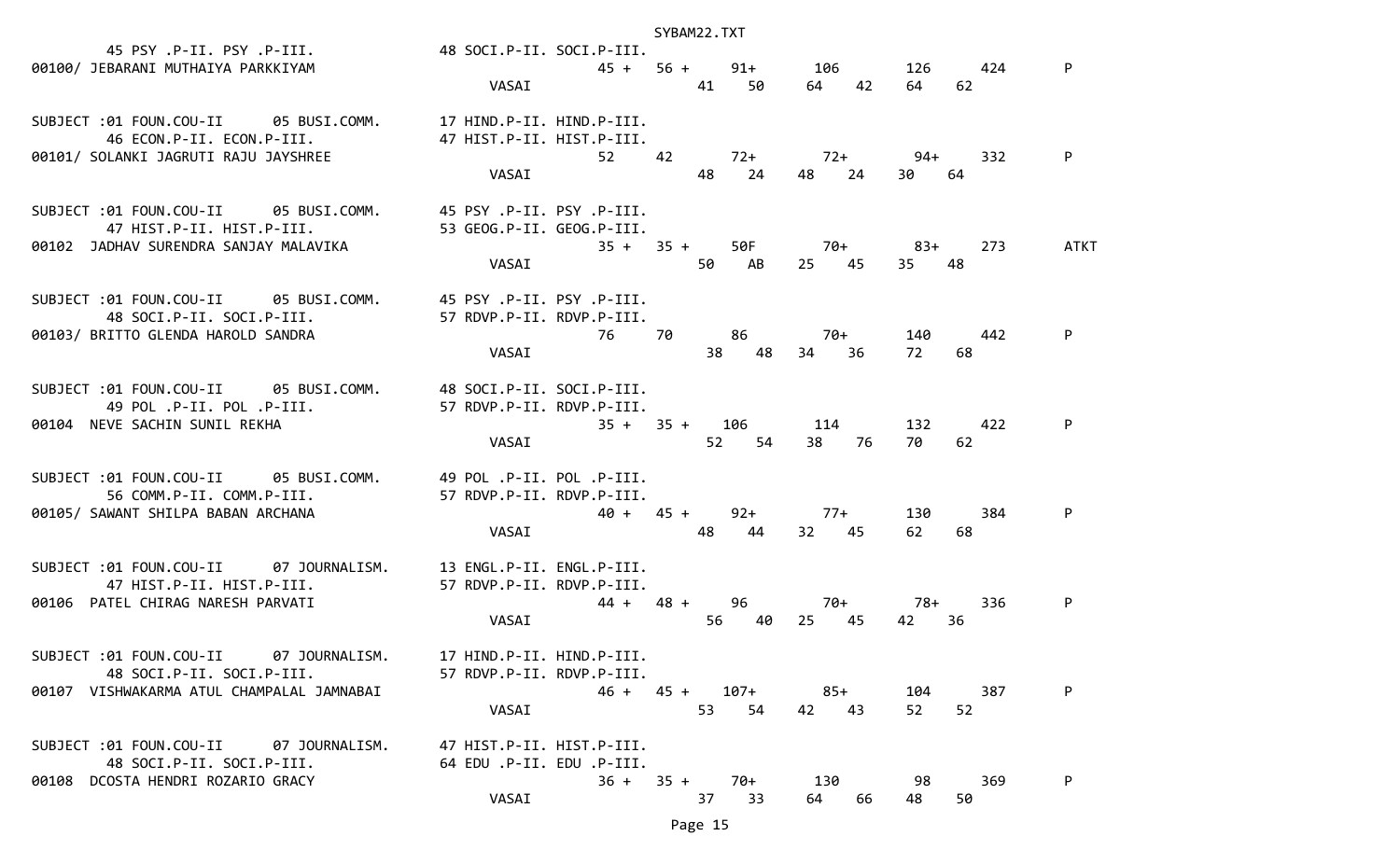```
        45 PSY .P-II. PSY .P-III.              48 SOCI.P-II. SOCI.P-III.
00100/ JEBARANI MUTHAIYA PARKKIYAM                              45 +   56 +     91+       106        126      424       P
                                              VASAI                   41    50     64    42     64    62

SUBJECT :01 FOUN.COU-II      05 BUSI.COMM.     17 HIND.P-II. HIND.P-III.
        46 ECON.P-II. ECON.P-III.              47 HIST.P-II. HIST.P-III.
00101/ SOLANKI JAGRUTI RAJU JAYSHREE                            52     42       72+       72+        94+      332       P
                                              VASAI                   48    24     48    24     30    64

SUBJECT :01 FOUN.COU-II      05 BUSI.COMM.     45 PSY .P-II. PSY .P-III.
        47 HIST.P-II. HIST.P-III.              53 GEOG.P-II. GEOG.P-III.
00102  JADHAV SURENDRA SANJAY MALAVIKA                          35 +   35 +     50F       70+        83+      273       ATKT
                                              VASAI                   50    AB     25    45     35    48

SUBJECT :01 FOUN.COU-II      05 BUSI.COMM.     45 PSY .P-II. PSY .P-III.
        48 SOCI.P-II. SOCI.P-III.              57 RDVP.P-II. RDVP.P-III.
00103/ BRITTO GLENDA HAROLD SANDRA                              76     70       86        70+        140      442       P
                                              VASAI                   38    48     34    36     72    68

SUBJECT :01 FOUN.COU-II      05 BUSI.COMM.     48 SOCI.P-II. SOCI.P-III.
        49 POL .P-II. POL .P-III.              57 RDVP.P-II. RDVP.P-III.
00104  NEVE SACHIN SUNIL REKHA                                  35 +   35 +    106        114        132      422       P
                                              VASAI                   52    54     38    76     70    62

SUBJECT :01 FOUN.COU-II      05 BUSI.COMM.     49 POL .P-II. POL .P-III.
        56 COMM.P-II. COMM.P-III.              57 RDVP.P-II. RDVP.P-III.
00105/ SAWANT SHILPA BABAN ARCHANA                              40 +   45 +     92+       77+        130      384       P
                                              VASAI                   48    44     32    45     62    68

SUBJECT :01 FOUN.COU-II      07 JOURNALISM.    13 ENGL.P-II. ENGL.P-III.
        47 HIST.P-II. HIST.P-III.              57 RDVP.P-II. RDVP.P-III.
00106  PATEL CHIRAG NARESH PARVATI                              44 +   48 +     96        70+        78+      336       P
                                              VASAI                   56    40     25    45     42    36

SUBJECT :01 FOUN.COU-II      07 JOURNALISM.    17 HIND.P-II. HIND.P-III.
        48 SOCI.P-II. SOCI.P-III.              57 RDVP.P-II. RDVP.P-III.
00107  VISHWAKARMA ATUL CHAMPALAL JAMNABAI                      46 +   45 +    107+       85+        104      387       P
                                              VASAI                   53    54     42    43     52    52

SUBJECT :01 FOUN.COU-II      07 JOURNALISM.    47 HIST.P-II. HIST.P-III.
        48 SOCI.P-II. SOCI.P-III.              64 EDU .P-II. EDU .P-III.
00108  DCOSTA HENDRI ROZARIO GRACY                              36 +   35 +     70+       130         98      369       P
                                              VASAI                   37    33     64    66     48    50
```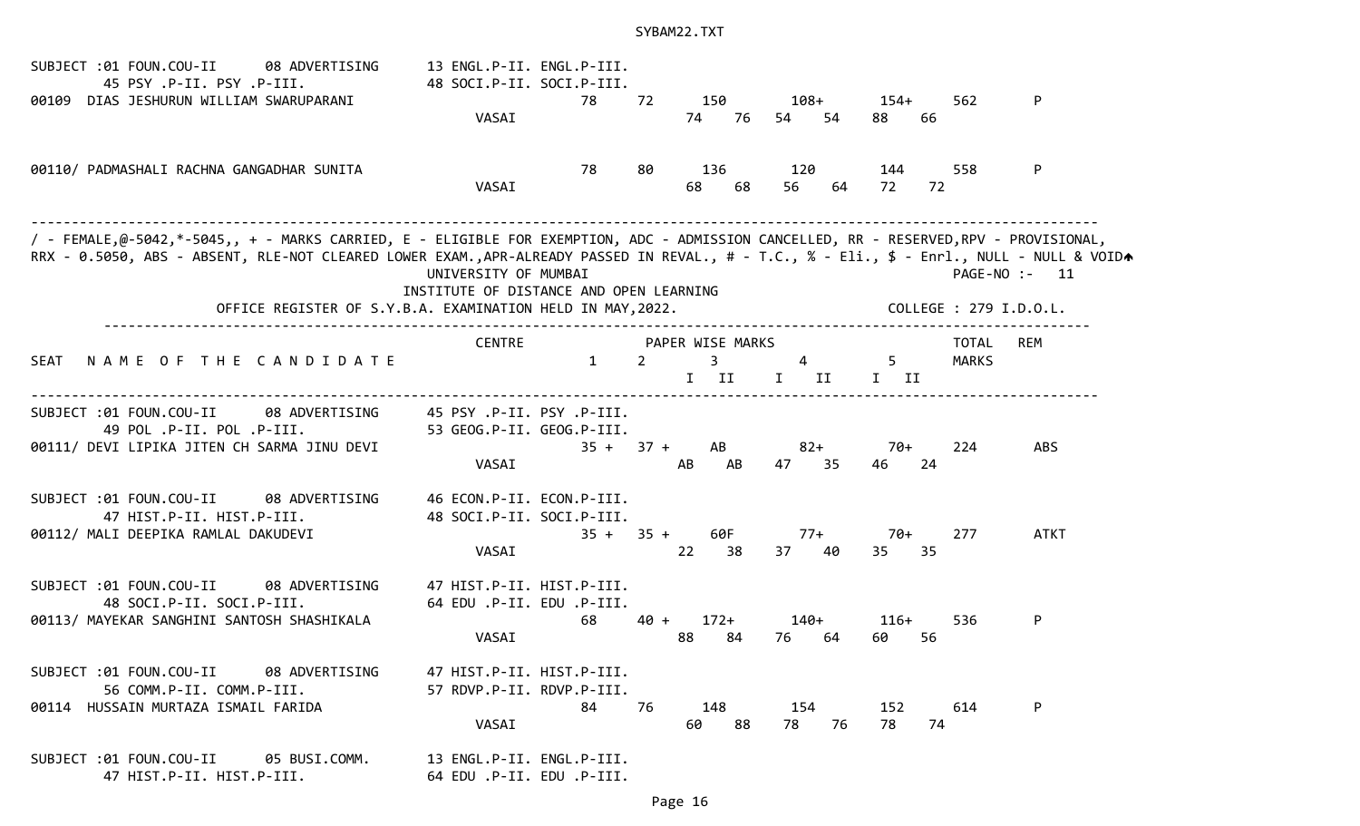SUBJECT :01 FOUN.COU-II 08 ADVERTISING 13 ENGL.P-II. ENGL.P-III.
45 PSY .P-II. PSY .P-III. 48 SOCI.P-II. SOCI.P-III.

| SEAT | NAME OF THE CANDIDATE | CENTRE | 1 | 2 | 3 I | 3 II | 4 I | 4 II | 5 I | 5 II | TOTAL MARKS | REM |
|---|---|---|---|---|---|---|---|---|---|---|---|---|
| 00109 | DIAS JESHURUN WILLIAM SWARUPARANI | VASAI | 78 | 72 | 150 | | 108+ | | 154+ | | 562 | P |
| | | | | | 74 | 76 | 54 | 54 | 88 | 66 | | |
| 00110/ | PADMASHALI RACHNA GANGADHAR SUNITA | VASAI | 78 | 80 | 136 | | 120 | | 144 | | 558 | P |
| | | | | | 68 | 68 | 56 | 64 | 72 | 72 | | |

/ - FEMALE,@-5042,*-5045,, + - MARKS CARRIED, E - ELIGIBLE FOR EXEMPTION, ADC - ADMISSION CANCELLED, RR - RESERVED,RPV - PROVISIONAL,
RRX - 0.5050, ABS - ABSENT, RLE-NOT CLEARED LOWER EXAM.,APR-ALREADY PASSED IN REVAL., # - T.C., % - Eli., $ - Enrl., NULL - NULL & VOID

UNIVERSITY OF MUMBAI PAGE-NO :- 11

INSTITUTE OF DISTANCE AND OPEN LEARNING

OFFICE REGISTER OF S.Y.B.A. EXAMINATION HELD IN MAY,2022. COLLEGE : 279 I.D.O.L.

SUBJECT :01 FOUN.COU-II 08 ADVERTISING 45 PSY .P-II. PSY .P-III.
49 POL .P-II. POL .P-III. 53 GEOG.P-II. GEOG.P-III.

| SEAT | NAME OF THE CANDIDATE | CENTRE | 1 | 2 | 3 I | 3 II | 4 I | 4 II | 5 I | 5 II | TOTAL MARKS | REM |
|---|---|---|---|---|---|---|---|---|---|---|---|---|
| 00111/ | DEVI LIPIKA JITEN CH SARMA JINU DEVI | VASAI | 35 + | 37 + | AB | | 82+ | | 70+ | | 224 | ABS |
| | | | | | AB | AB | 47 | 35 | 46 | 24 | | |

SUBJECT :01 FOUN.COU-II 08 ADVERTISING 46 ECON.P-II. ECON.P-III.
47 HIST.P-II. HIST.P-III. 48 SOCI.P-II. SOCI.P-III.

| SEAT | NAME OF THE CANDIDATE | CENTRE | 1 | 2 | 3 I | 3 II | 4 I | 4 II | 5 I | 5 II | TOTAL MARKS | REM |
|---|---|---|---|---|---|---|---|---|---|---|---|---|
| 00112/ | MALI DEEPIKA RAMLAL DAKUDEVI | VASAI | 35 + | 35 + | 60F | | 77+ | | 70+ | | 277 | ATKT |
| | | | | | 22 | 38 | 37 | 40 | 35 | 35 | | |

SUBJECT :01 FOUN.COU-II 08 ADVERTISING 47 HIST.P-II. HIST.P-III.
48 SOCI.P-II. SOCI.P-III. 64 EDU .P-II. EDU .P-III.

| SEAT | NAME OF THE CANDIDATE | CENTRE | 1 | 2 | 3 I | 3 II | 4 I | 4 II | 5 I | 5 II | TOTAL MARKS | REM |
|---|---|---|---|---|---|---|---|---|---|---|---|---|
| 00113/ | MAYEKAR SANGHINI SANTOSH SHASHIKALA | VASAI | 68 | 40 + | 172+ | | 140+ | | 116+ | | 536 | P |
| | | | | | 88 | 84 | 76 | 64 | 60 | 56 | | |

SUBJECT :01 FOUN.COU-II 08 ADVERTISING 47 HIST.P-II. HIST.P-III.
56 COMM.P-II. COMM.P-III. 57 RDVP.P-II. RDVP.P-III.

| SEAT | NAME OF THE CANDIDATE | CENTRE | 1 | 2 | 3 I | 3 II | 4 I | 4 II | 5 I | 5 II | TOTAL MARKS | REM |
|---|---|---|---|---|---|---|---|---|---|---|---|---|
| 00114 | HUSSAIN MURTAZA ISMAIL FARIDA | VASAI | 84 | 76 | 148 | | 154 | | 152 | | 614 | P |
| | | | | | 60 | 88 | 78 | 76 | 78 | 74 | | |

SUBJECT :01 FOUN.COU-II 05 BUSI.COMM. 13 ENGL.P-II. ENGL.P-III.
47 HIST.P-II. HIST.P-III. 64 EDU .P-II. EDU .P-III.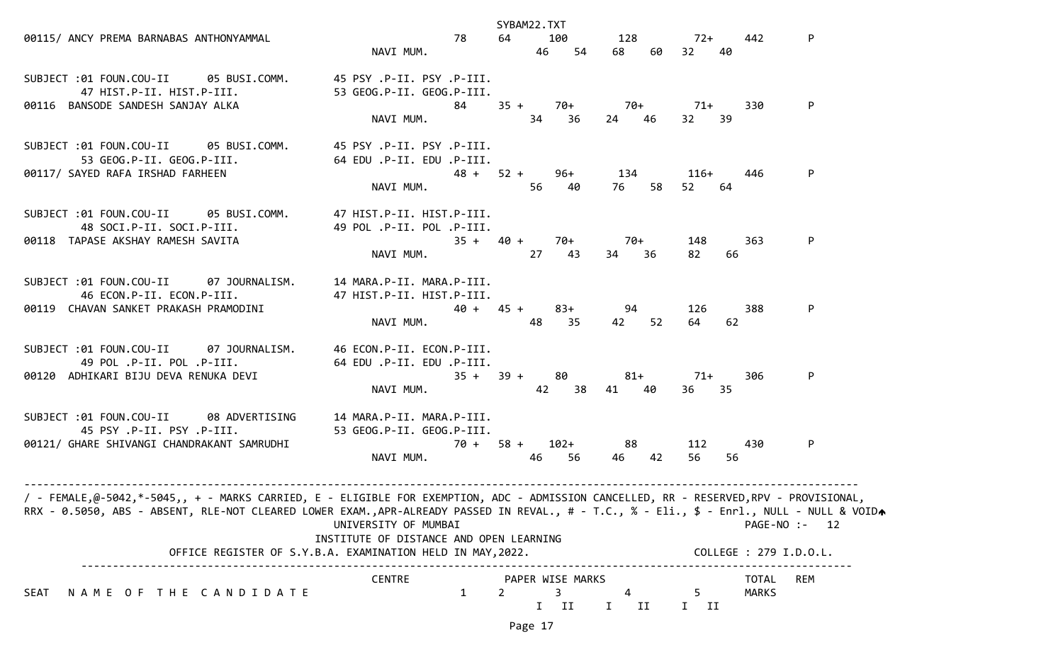```
00115/ ANCY PREMA BARNABAS ANTHONYAMMAL                           78     64      100        128        72+     442       P
                                               NAVI MUM.                   46     54     68     60    32    40

SUBJECT :01 FOUN.COU-II     05 BUSI.COMM.      45 PSY .P-II. PSY .P-III.
       47 HIST.P-II. HIST.P-III.               53 GEOG.P-II. GEOG.P-III.
00116  BANSODE SANDESH SANJAY ALKA                                84     35 +    70+        70+        71+     330       P
                                               NAVI MUM.                   34     36     24     46    32    39

SUBJECT :01 FOUN.COU-II     05 BUSI.COMM.      45 PSY .P-II. PSY .P-III.
       53 GEOG.P-II. GEOG.P-III.               64 EDU .P-II. EDU .P-III.
00117/ SAYED RAFA IRSHAD FARHEEN                                  48 +   52 +    96+        134        116+    446       P
                                               NAVI MUM.                   56     40     76     58    52    64

SUBJECT :01 FOUN.COU-II     05 BUSI.COMM.      47 HIST.P-II. HIST.P-III.
       48 SOCI.P-II. SOCI.P-III.               49 POL .P-II. POL .P-III.
00118  TAPASE AKSHAY RAMESH SAVITA                                35 +   40 +    70+        70+        148     363       P
                                               NAVI MUM.                   27     43     34     36    82    66

SUBJECT :01 FOUN.COU-II     07 JOURNALISM.     14 MARA.P-II. MARA.P-III.
       46 ECON.P-II. ECON.P-III.               47 HIST.P-II. HIST.P-III.
00119  CHAVAN SANKET PRAKASH PRAMODINI                            40 +   45 +    83+        94         126     388       P
                                               NAVI MUM.                   48     35     42     52    64    62

SUBJECT :01 FOUN.COU-II     07 JOURNALISM.     46 ECON.P-II. ECON.P-III.
       49 POL .P-II. POL .P-III.               64 EDU .P-II. EDU .P-III.
00120  ADHIKARI BIJU DEVA RENUKA DEVI                             35 +   39 +    80         81+        71+     306       P
                                               NAVI MUM.                   42     38     41     40    36    35

SUBJECT :01 FOUN.COU-II     08 ADVERTISING     14 MARA.P-II. MARA.P-III.
       45 PSY .P-II. PSY .P-III.               53 GEOG.P-II. GEOG.P-III.
00121/ GHARE SHIVANGI CHANDRAKANT SAMRUDHI                        70 +   58 +    102+       88         112     430       P
                                               NAVI MUM.                   46     56     46     42    56    56

--------------------------------------------------------------------------------------------------------------------------------
/ - FEMALE,@-5042,*-5045,, + - MARKS CARRIED, E - ELIGIBLE FOR EXEMPTION, ADC - ADMISSION CANCELLED, RR - RESERVED,RPV - PROVISIONAL,
RRX - 0.5050, ABS - ABSENT, RLE-NOT CLEARED LOWER EXAM.,APR-ALREADY PASSED IN REVAL., # - T.C., % - Eli., $ - Enrl., NULL - NULL & VOID
                                        UNIVERSITY OF MUMBAI                                                  PAGE-NO :-   12
                                        INSTITUTE OF DISTANCE AND OPEN LEARNING
                OFFICE REGISTER OF S.Y.B.A. EXAMINATION HELD IN MAY,2022.                          COLLEGE : 279 I.D.O.L.
--------------------------------------------------------------------------------------------------------------------------------
                                               CENTRE               PAPER WISE MARKS                           TOTAL   REM
SEAT   N A M E  O F  T H E  C A N D I D A T E                1      2       3          4          5          MARKS
                                                                         I   II      I    II     I   II
```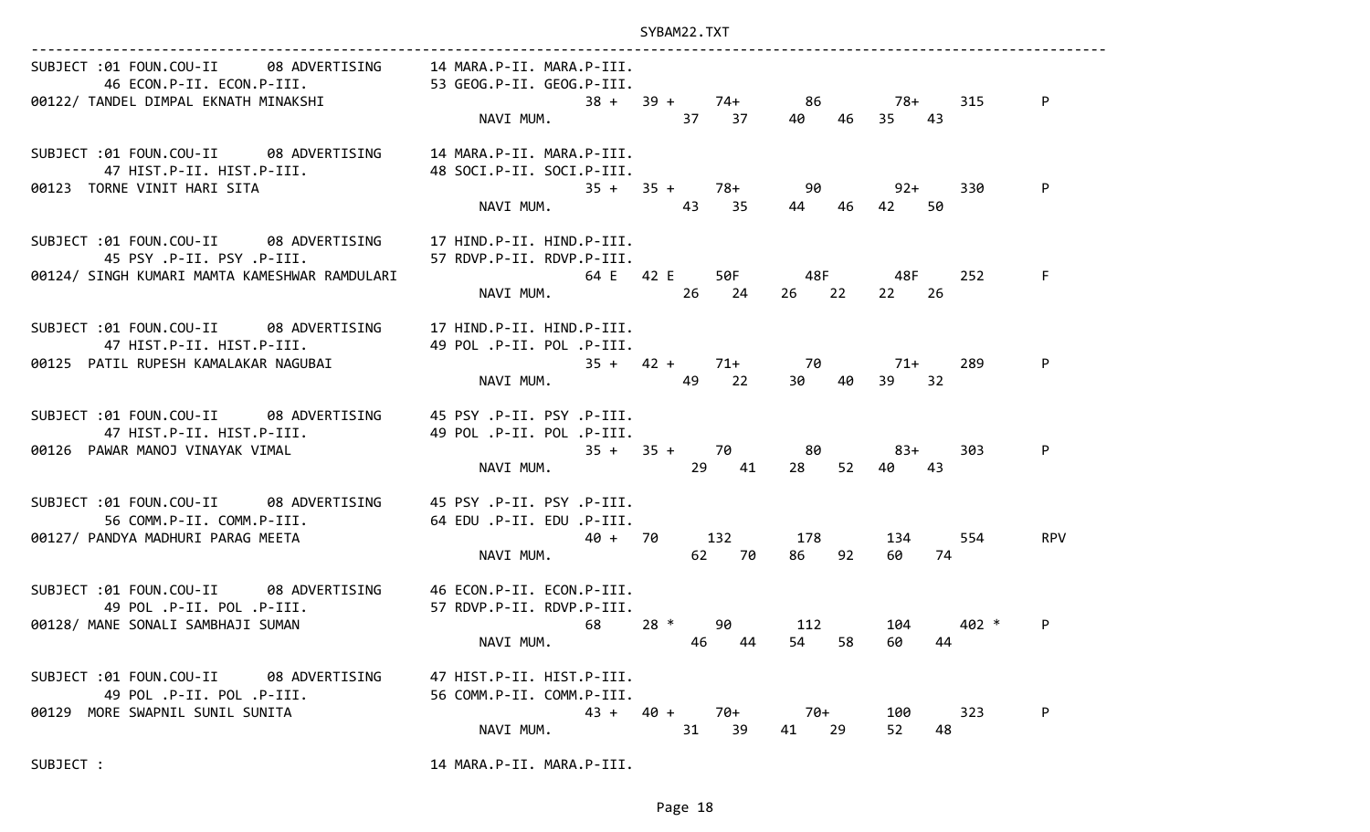```
------------------------------------------------------------------------------------------------------------------------------
SUBJECT :01 FOUN.COU-II      08 ADVERTISING      14 MARA.P-II. MARA.P-III.
        46 ECON.P-II. ECON.P-III.                53 GEOG.P-II. GEOG.P-III.
00122/ TANDEL DIMPAL EKNATH MINAKSHI                          38 +  39 +    74+      86       78+     315      P
                                                 NAVI MUM.              37    37    40    46   35    43

SUBJECT :01 FOUN.COU-II      08 ADVERTISING      14 MARA.P-II. MARA.P-III.
        47 HIST.P-II. HIST.P-III.                48 SOCI.P-II. SOCI.P-III.
00123  TORNE VINIT HARI SITA                                  35 +  35 +    78+      90       92+     330      P
                                                 NAVI MUM.              43    35    44    46   42    50

SUBJECT :01 FOUN.COU-II      08 ADVERTISING      17 HIND.P-II. HIND.P-III.
        45 PSY .P-II. PSY .P-III.                57 RDVP.P-II. RDVP.P-III.
00124/ SINGH KUMARI MAMTA KAMESHWAR RAMDULARI                 64 E  42 E    50F      48F      48F     252      F
                                                 NAVI MUM.              26    24    26    22   22    26

SUBJECT :01 FOUN.COU-II      08 ADVERTISING      17 HIND.P-II. HIND.P-III.
        47 HIST.P-II. HIST.P-III.                49 POL .P-II. POL .P-III.
00125  PATIL RUPESH KAMALAKAR NAGUBAI                         35 +  42 +    71+      70       71+     289      P
                                                 NAVI MUM.              49    22    30    40   39    32

SUBJECT :01 FOUN.COU-II      08 ADVERTISING      45 PSY .P-II. PSY .P-III.
        47 HIST.P-II. HIST.P-III.                49 POL .P-II. POL .P-III.
00126  PAWAR MANOJ VINAYAK VIMAL                              35 +  35 +    70       80       83+     303      P
                                                 NAVI MUM.              29    41    28    52   40    43

SUBJECT :01 FOUN.COU-II      08 ADVERTISING      45 PSY .P-II. PSY .P-III.
        56 COMM.P-II. COMM.P-III.                64 EDU .P-II. EDU .P-III.
00127/ PANDYA MADHURI PARAG MEETA                             40 +  70      132      178      134     554      RPV
                                                 NAVI MUM.              62    70    86    92   60    74

SUBJECT :01 FOUN.COU-II      08 ADVERTISING      46 ECON.P-II. ECON.P-III.
        49 POL .P-II. POL .P-III.                57 RDVP.P-II. RDVP.P-III.
00128/ MANE SONALI SAMBHAJI SUMAN                             68    28 *    90       112      104     402 *    P
                                                 NAVI MUM.              46    44    54    58   60    44

SUBJECT :01 FOUN.COU-II      08 ADVERTISING      47 HIST.P-II. HIST.P-III.
        49 POL .P-II. POL .P-III.                56 COMM.P-II. COMM.P-III.
00129  MORE SWAPNIL SUNIL SUNITA                              43 +  40 +    70+      70+      100     323      P
                                                 NAVI MUM.              31    39    41    29   52    48

SUBJECT :                                        14 MARA.P-II. MARA.P-III.
```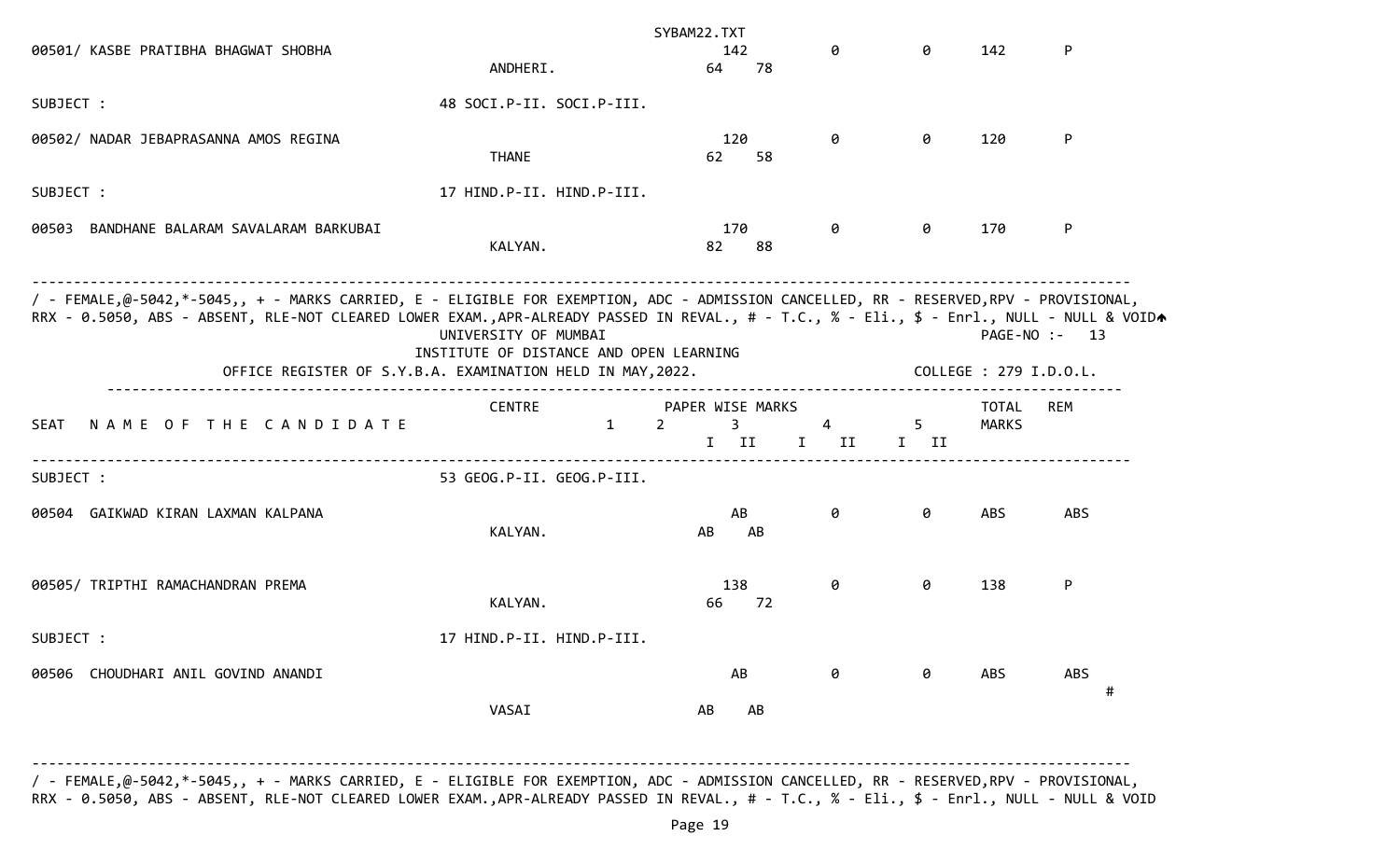SYBAM22.TXT

| | | | | | | |
|---|---|---|---|---|---|---|
| 00501/ KASBE PRATIBHA BHAGWAT SHOBHA | ANDHERI. | 142<br>64 78 | 0 | 0 | 142 | P |

SUBJECT : 48 SOCI.P-II. SOCI.P-III.

| | | | | | | |
|---|---|---|---|---|---|---|
| 00502/ NADAR JEBAPRASANNA AMOS REGINA | THANE | 120<br>62 58 | 0 | 0 | 120 | P |

SUBJECT : 17 HIND.P-II. HIND.P-III.

| | | | | | | |
|---|---|---|---|---|---|---|
| 00503 BANDHANE BALARAM SAVALARAM BARKUBAI | KALYAN. | 170<br>82 88 | 0 | 0 | 170 | P |

/ - FEMALE,@-5042,*-5045,, + - MARKS CARRIED, E - ELIGIBLE FOR EXEMPTION, ADC - ADMISSION CANCELLED, RR - RESERVED,RPV - PROVISIONAL,
RRX - 0.5050, ABS - ABSENT, RLE-NOT CLEARED LOWER EXAM.,APR-ALREADY PASSED IN REVAL., # - T.C., % - Eli., $ - Enrl., NULL - NULL & VOID

UNIVERSITY OF MUMBAI
INSTITUTE OF DISTANCE AND OPEN LEARNING
OFFICE REGISTER OF S.Y.B.A. EXAMINATION HELD IN MAY,2022.

PAGE-NO :- 13
COLLEGE : 279 I.D.O.L.

| SEAT NAME OF THE CANDIDATE | CENTRE | PAPER WISE MARKS 1 2 3 (I II) | 4 (I II) | 5 (I II) | TOTAL MARKS | REM |
|---|---|---|---|---|---|---|

SUBJECT : 53 GEOG.P-II. GEOG.P-III.

| | | | | | | |
|---|---|---|---|---|---|---|
| 00504 GAIKWAD KIRAN LAXMAN KALPANA | KALYAN. | AB<br>AB AB | 0 | 0 | ABS | ABS |
| 00505/ TRIPTHI RAMACHANDRAN PREMA | KALYAN. | 138<br>66 72 | 0 | 0 | 138 | P |

SUBJECT : 17 HIND.P-II. HIND.P-III.

| | | | | | | |
|---|---|---|---|---|---|---|
| 00506 CHOUDHARI ANIL GOVIND ANANDI | VASAI | AB<br>AB AB | 0 | 0 | ABS | ABS # |

/ - FEMALE,@-5042,*-5045,, + - MARKS CARRIED, E - ELIGIBLE FOR EXEMPTION, ADC - ADMISSION CANCELLED, RR - RESERVED,RPV - PROVISIONAL,
RRX - 0.5050, ABS - ABSENT, RLE-NOT CLEARED LOWER EXAM.,APR-ALREADY PASSED IN REVAL., # - T.C., % - Eli., $ - Enrl., NULL - NULL & VOID